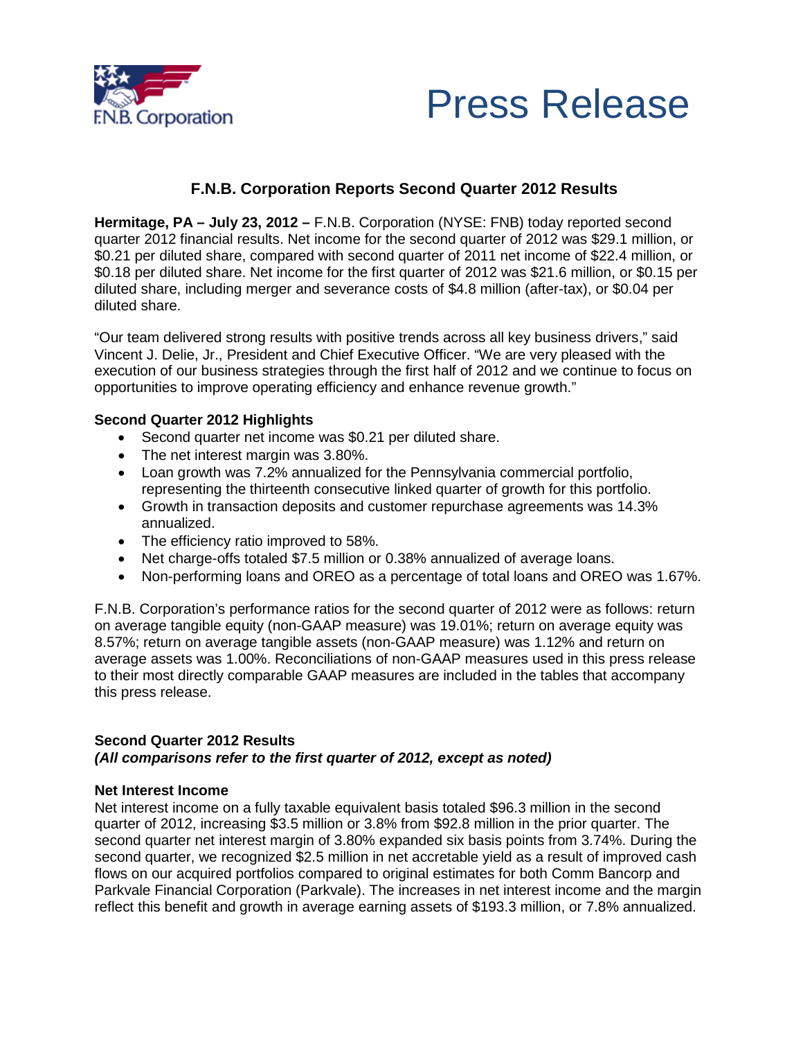F.N.B. Corporation

# Press Release

## F.N.B. Corporation Reports Second Quarter 2012 Results

**Hermitage, PA – July 23, 2012 –** F.N.B. Corporation (NYSE: FNB) today reported second quarter 2012 financial results. Net income for the second quarter of 2012 was $29.1 million, or $0.21 per diluted share, compared with second quarter of 2011 net income of $22.4 million, or $0.18 per diluted share. Net income for the first quarter of 2012 was $21.6 million, or $0.15 per diluted share, including merger and severance costs of $4.8 million (after-tax), or $0.04 per diluted share.

"Our team delivered strong results with positive trends across all key business drivers," said Vincent J. Delie, Jr., President and Chief Executive Officer. "We are very pleased with the execution of our business strategies through the first half of 2012 and we continue to focus on opportunities to improve operating efficiency and enhance revenue growth."

### Second Quarter 2012 Highlights

- Second quarter net income was $0.21 per diluted share.
- The net interest margin was 3.80%.
- Loan growth was 7.2% annualized for the Pennsylvania commercial portfolio, representing the thirteenth consecutive linked quarter of growth for this portfolio.
- Growth in transaction deposits and customer repurchase agreements was 14.3% annualized.
- The efficiency ratio improved to 58%.
- Net charge-offs totaled $7.5 million or 0.38% annualized of average loans.
- Non-performing loans and OREO as a percentage of total loans and OREO was 1.67%.

F.N.B. Corporation's performance ratios for the second quarter of 2012 were as follows: return on average tangible equity (non-GAAP measure) was 19.01%; return on average equity was 8.57%; return on average tangible assets (non-GAAP measure) was 1.12% and return on average assets was 1.00%. Reconciliations of non-GAAP measures used in this press release to their most directly comparable GAAP measures are included in the tables that accompany this press release.

### Second Quarter 2012 Results

***(All comparisons refer to the first quarter of 2012, except as noted)***

### Net Interest Income

Net interest income on a fully taxable equivalent basis totaled $96.3 million in the second quarter of 2012, increasing $3.5 million or 3.8% from $92.8 million in the prior quarter. The second quarter net interest margin of 3.80% expanded six basis points from 3.74%. During the second quarter, we recognized $2.5 million in net accretable yield as a result of improved cash flows on our acquired portfolios compared to original estimates for both Comm Bancorp and Parkvale Financial Corporation (Parkvale). The increases in net interest income and the margin reflect this benefit and growth in average earning assets of $193.3 million, or 7.8% annualized.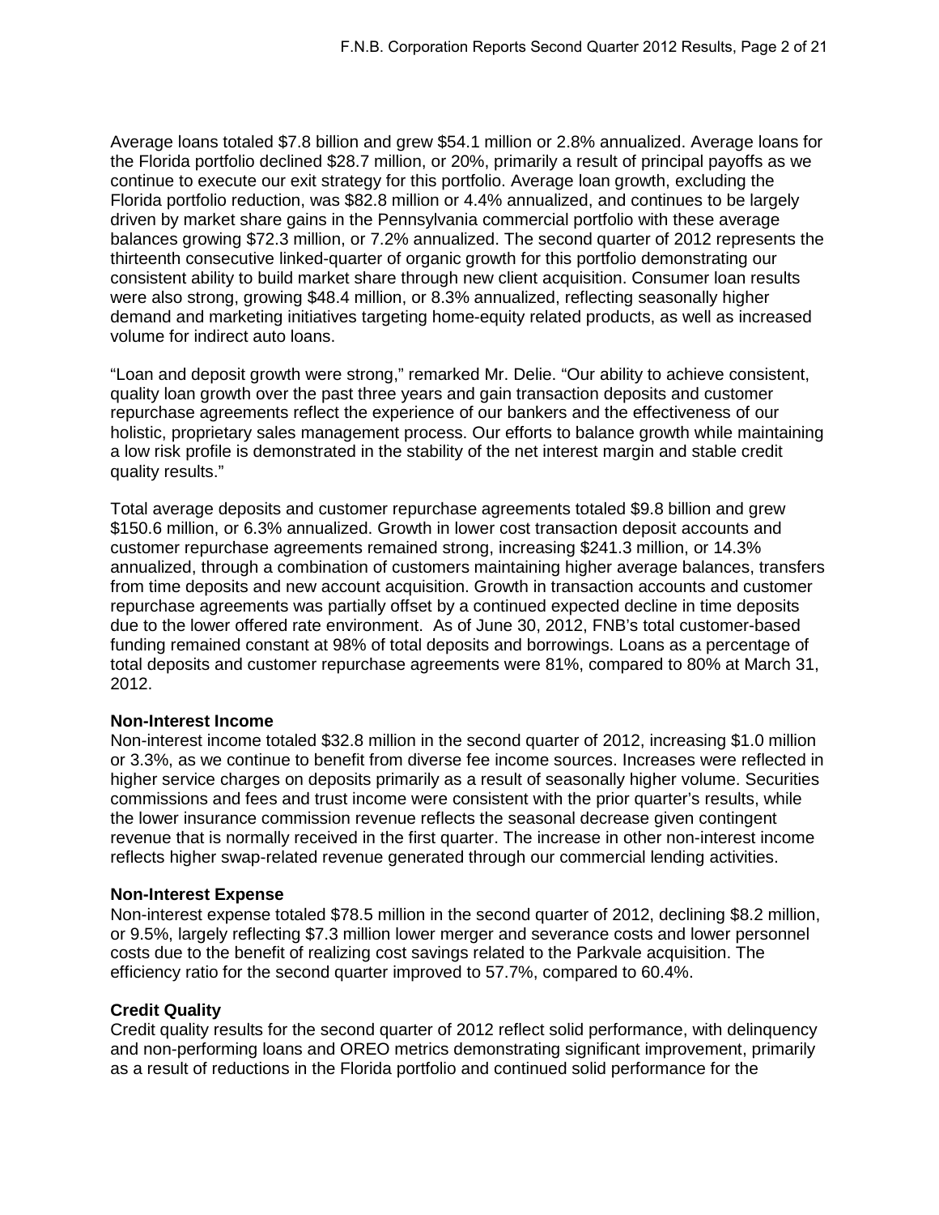Average loans totaled $7.8 billion and grew $54.1 million or 2.8% annualized. Average loans for the Florida portfolio declined $28.7 million, or 20%, primarily a result of principal payoffs as we continue to execute our exit strategy for this portfolio. Average loan growth, excluding the Florida portfolio reduction, was $82.8 million or 4.4% annualized, and continues to be largely driven by market share gains in the Pennsylvania commercial portfolio with these average balances growing $72.3 million, or 7.2% annualized. The second quarter of 2012 represents the thirteenth consecutive linked-quarter of organic growth for this portfolio demonstrating our consistent ability to build market share through new client acquisition. Consumer loan results were also strong, growing $48.4 million, or 8.3% annualized, reflecting seasonally higher demand and marketing initiatives targeting home-equity related products, as well as increased volume for indirect auto loans.

"Loan and deposit growth were strong," remarked Mr. Delie. "Our ability to achieve consistent, quality loan growth over the past three years and gain transaction deposits and customer repurchase agreements reflect the experience of our bankers and the effectiveness of our holistic, proprietary sales management process. Our efforts to balance growth while maintaining a low risk profile is demonstrated in the stability of the net interest margin and stable credit quality results."

Total average deposits and customer repurchase agreements totaled $9.8 billion and grew $150.6 million, or 6.3% annualized. Growth in lower cost transaction deposit accounts and customer repurchase agreements remained strong, increasing $241.3 million, or 14.3% annualized, through a combination of customers maintaining higher average balances, transfers from time deposits and new account acquisition. Growth in transaction accounts and customer repurchase agreements was partially offset by a continued expected decline in time deposits due to the lower offered rate environment. As of June 30, 2012, FNB's total customer-based funding remained constant at 98% of total deposits and borrowings. Loans as a percentage of total deposits and customer repurchase agreements were 81%, compared to 80% at March 31, 2012.

**Non-Interest Income**

Non-interest income totaled $32.8 million in the second quarter of 2012, increasing $1.0 million or 3.3%, as we continue to benefit from diverse fee income sources. Increases were reflected in higher service charges on deposits primarily as a result of seasonally higher volume. Securities commissions and fees and trust income were consistent with the prior quarter's results, while the lower insurance commission revenue reflects the seasonal decrease given contingent revenue that is normally received in the first quarter. The increase in other non-interest income reflects higher swap-related revenue generated through our commercial lending activities.

**Non-Interest Expense**

Non-interest expense totaled $78.5 million in the second quarter of 2012, declining $8.2 million, or 9.5%, largely reflecting $7.3 million lower merger and severance costs and lower personnel costs due to the benefit of realizing cost savings related to the Parkvale acquisition. The efficiency ratio for the second quarter improved to 57.7%, compared to 60.4%.

**Credit Quality**

Credit quality results for the second quarter of 2012 reflect solid performance, with delinquency and non-performing loans and OREO metrics demonstrating significant improvement, primarily as a result of reductions in the Florida portfolio and continued solid performance for the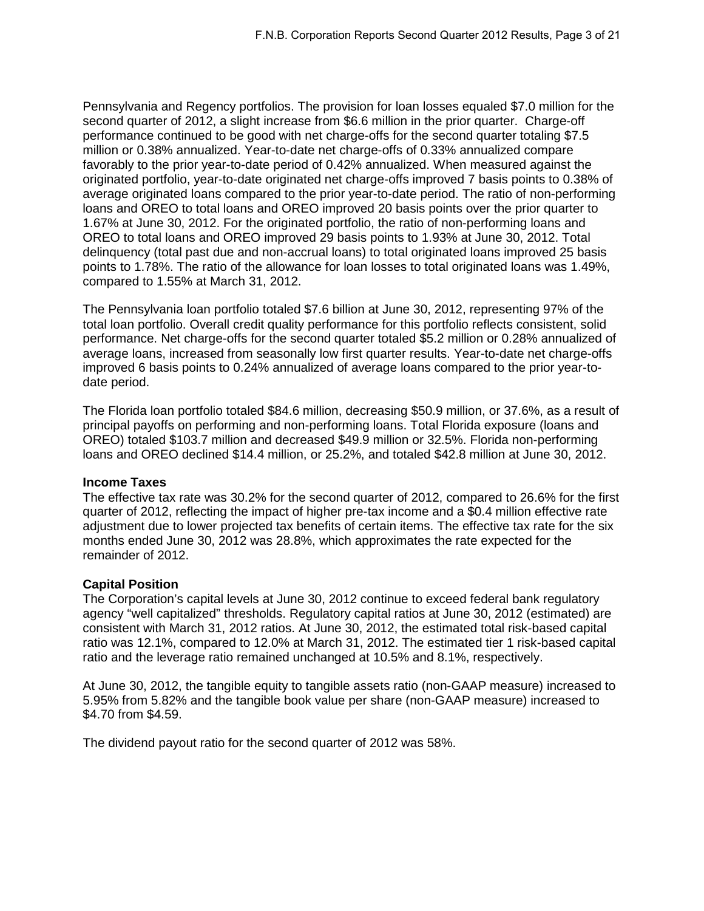Pennsylvania and Regency portfolios. The provision for loan losses equaled $7.0 million for the second quarter of 2012, a slight increase from $6.6 million in the prior quarter. Charge-off performance continued to be good with net charge-offs for the second quarter totaling $7.5 million or 0.38% annualized. Year-to-date net charge-offs of 0.33% annualized compare favorably to the prior year-to-date period of 0.42% annualized. When measured against the originated portfolio, year-to-date originated net charge-offs improved 7 basis points to 0.38% of average originated loans compared to the prior year-to-date period. The ratio of non-performing loans and OREO to total loans and OREO improved 20 basis points over the prior quarter to 1.67% at June 30, 2012. For the originated portfolio, the ratio of non-performing loans and OREO to total loans and OREO improved 29 basis points to 1.93% at June 30, 2012. Total delinquency (total past due and non-accrual loans) to total originated loans improved 25 basis points to 1.78%. The ratio of the allowance for loan losses to total originated loans was 1.49%, compared to 1.55% at March 31, 2012.

The Pennsylvania loan portfolio totaled $7.6 billion at June 30, 2012, representing 97% of the total loan portfolio. Overall credit quality performance for this portfolio reflects consistent, solid performance. Net charge-offs for the second quarter totaled $5.2 million or 0.28% annualized of average loans, increased from seasonally low first quarter results. Year-to-date net charge-offs improved 6 basis points to 0.24% annualized of average loans compared to the prior year-to-date period.

The Florida loan portfolio totaled $84.6 million, decreasing $50.9 million, or 37.6%, as a result of principal payoffs on performing and non-performing loans. Total Florida exposure (loans and OREO) totaled $103.7 million and decreased $49.9 million or 32.5%. Florida non-performing loans and OREO declined $14.4 million, or 25.2%, and totaled $42.8 million at June 30, 2012.

**Income Taxes**

The effective tax rate was 30.2% for the second quarter of 2012, compared to 26.6% for the first quarter of 2012, reflecting the impact of higher pre-tax income and a $0.4 million effective rate adjustment due to lower projected tax benefits of certain items. The effective tax rate for the six months ended June 30, 2012 was 28.8%, which approximates the rate expected for the remainder of 2012.

**Capital Position**

The Corporation's capital levels at June 30, 2012 continue to exceed federal bank regulatory agency "well capitalized" thresholds. Regulatory capital ratios at June 30, 2012 (estimated) are consistent with March 31, 2012 ratios. At June 30, 2012, the estimated total risk-based capital ratio was 12.1%, compared to 12.0% at March 31, 2012. The estimated tier 1 risk-based capital ratio and the leverage ratio remained unchanged at 10.5% and 8.1%, respectively.

At June 30, 2012, the tangible equity to tangible assets ratio (non-GAAP measure) increased to 5.95% from 5.82% and the tangible book value per share (non-GAAP measure) increased to $4.70 from $4.59.

The dividend payout ratio for the second quarter of 2012 was 58%.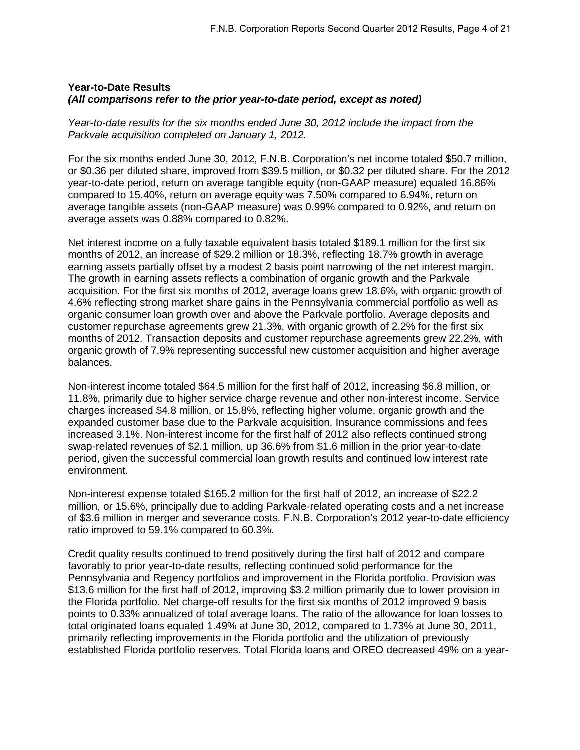**Year-to-Date Results**
***(All comparisons refer to the prior year-to-date period, except as noted)***

*Year-to-date results for the six months ended June 30, 2012 include the impact from the Parkvale acquisition completed on January 1, 2012.*

For the six months ended June 30, 2012, F.N.B. Corporation's net income totaled $50.7 million, or $0.36 per diluted share, improved from $39.5 million, or $0.32 per diluted share. For the 2012 year-to-date period, return on average tangible equity (non-GAAP measure) equaled 16.86% compared to 15.40%, return on average equity was 7.50% compared to 6.94%, return on average tangible assets (non-GAAP measure) was 0.99% compared to 0.92%, and return on average assets was 0.88% compared to 0.82%.

Net interest income on a fully taxable equivalent basis totaled $189.1 million for the first six months of 2012, an increase of $29.2 million or 18.3%, reflecting 18.7% growth in average earning assets partially offset by a modest 2 basis point narrowing of the net interest margin. The growth in earning assets reflects a combination of organic growth and the Parkvale acquisition. For the first six months of 2012, average loans grew 18.6%, with organic growth of 4.6% reflecting strong market share gains in the Pennsylvania commercial portfolio as well as organic consumer loan growth over and above the Parkvale portfolio. Average deposits and customer repurchase agreements grew 21.3%, with organic growth of 2.2% for the first six months of 2012. Transaction deposits and customer repurchase agreements grew 22.2%, with organic growth of 7.9% representing successful new customer acquisition and higher average balances.

Non-interest income totaled $64.5 million for the first half of 2012, increasing $6.8 million, or 11.8%, primarily due to higher service charge revenue and other non-interest income. Service charges increased $4.8 million, or 15.8%, reflecting higher volume, organic growth and the expanded customer base due to the Parkvale acquisition. Insurance commissions and fees increased 3.1%. Non-interest income for the first half of 2012 also reflects continued strong swap-related revenues of $2.1 million, up 36.6% from $1.6 million in the prior year-to-date period, given the successful commercial loan growth results and continued low interest rate environment.

Non-interest expense totaled $165.2 million for the first half of 2012, an increase of $22.2 million, or 15.6%, principally due to adding Parkvale-related operating costs and a net increase of $3.6 million in merger and severance costs. F.N.B. Corporation's 2012 year-to-date efficiency ratio improved to 59.1% compared to 60.3%.

Credit quality results continued to trend positively during the first half of 2012 and compare favorably to prior year-to-date results, reflecting continued solid performance for the Pennsylvania and Regency portfolios and improvement in the Florida portfolio. Provision was $13.6 million for the first half of 2012, improving $3.2 million primarily due to lower provision in the Florida portfolio. Net charge-off results for the first six months of 2012 improved 9 basis points to 0.33% annualized of total average loans. The ratio of the allowance for loan losses to total originated loans equaled 1.49% at June 30, 2012, compared to 1.73% at June 30, 2011, primarily reflecting improvements in the Florida portfolio and the utilization of previously established Florida portfolio reserves. Total Florida loans and OREO decreased 49% on a year-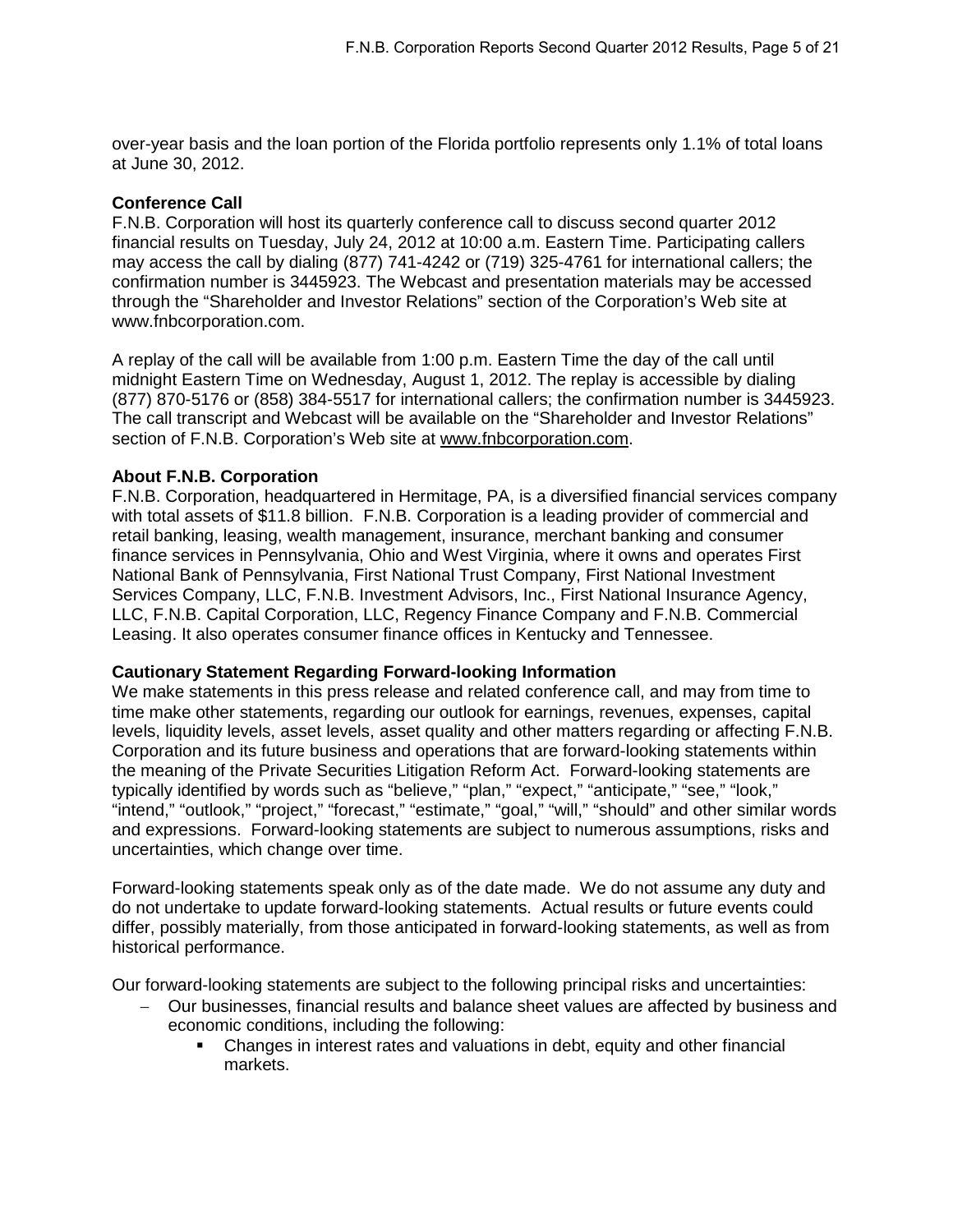over-year basis and the loan portion of the Florida portfolio represents only 1.1% of total loans at June 30, 2012.

**Conference Call**

F.N.B. Corporation will host its quarterly conference call to discuss second quarter 2012 financial results on Tuesday, July 24, 2012 at 10:00 a.m. Eastern Time. Participating callers may access the call by dialing (877) 741-4242 or (719) 325-4761 for international callers; the confirmation number is 3445923. The Webcast and presentation materials may be accessed through the "Shareholder and Investor Relations" section of the Corporation's Web site at www.fnbcorporation.com.

A replay of the call will be available from 1:00 p.m. Eastern Time the day of the call until midnight Eastern Time on Wednesday, August 1, 2012. The replay is accessible by dialing (877) 870-5176 or (858) 384-5517 for international callers; the confirmation number is 3445923. The call transcript and Webcast will be available on the "Shareholder and Investor Relations" section of F.N.B. Corporation's Web site at www.fnbcorporation.com.

**About F.N.B. Corporation**

F.N.B. Corporation, headquartered in Hermitage, PA, is a diversified financial services company with total assets of $11.8 billion. F.N.B. Corporation is a leading provider of commercial and retail banking, leasing, wealth management, insurance, merchant banking and consumer finance services in Pennsylvania, Ohio and West Virginia, where it owns and operates First National Bank of Pennsylvania, First National Trust Company, First National Investment Services Company, LLC, F.N.B. Investment Advisors, Inc., First National Insurance Agency, LLC, F.N.B. Capital Corporation, LLC, Regency Finance Company and F.N.B. Commercial Leasing. It also operates consumer finance offices in Kentucky and Tennessee.

**Cautionary Statement Regarding Forward-looking Information**

We make statements in this press release and related conference call, and may from time to time make other statements, regarding our outlook for earnings, revenues, expenses, capital levels, liquidity levels, asset levels, asset quality and other matters regarding or affecting F.N.B. Corporation and its future business and operations that are forward-looking statements within the meaning of the Private Securities Litigation Reform Act. Forward-looking statements are typically identified by words such as "believe," "plan," "expect," "anticipate," "see," "look," "intend," "outlook," "project," "forecast," "estimate," "goal," "will," "should" and other similar words and expressions. Forward-looking statements are subject to numerous assumptions, risks and uncertainties, which change over time.

Forward-looking statements speak only as of the date made. We do not assume any duty and do not undertake to update forward-looking statements. Actual results or future events could differ, possibly materially, from those anticipated in forward-looking statements, as well as from historical performance.

Our forward-looking statements are subject to the following principal risks and uncertainties:

- Our businesses, financial results and balance sheet values are affected by business and economic conditions, including the following:
  - Changes in interest rates and valuations in debt, equity and other financial markets.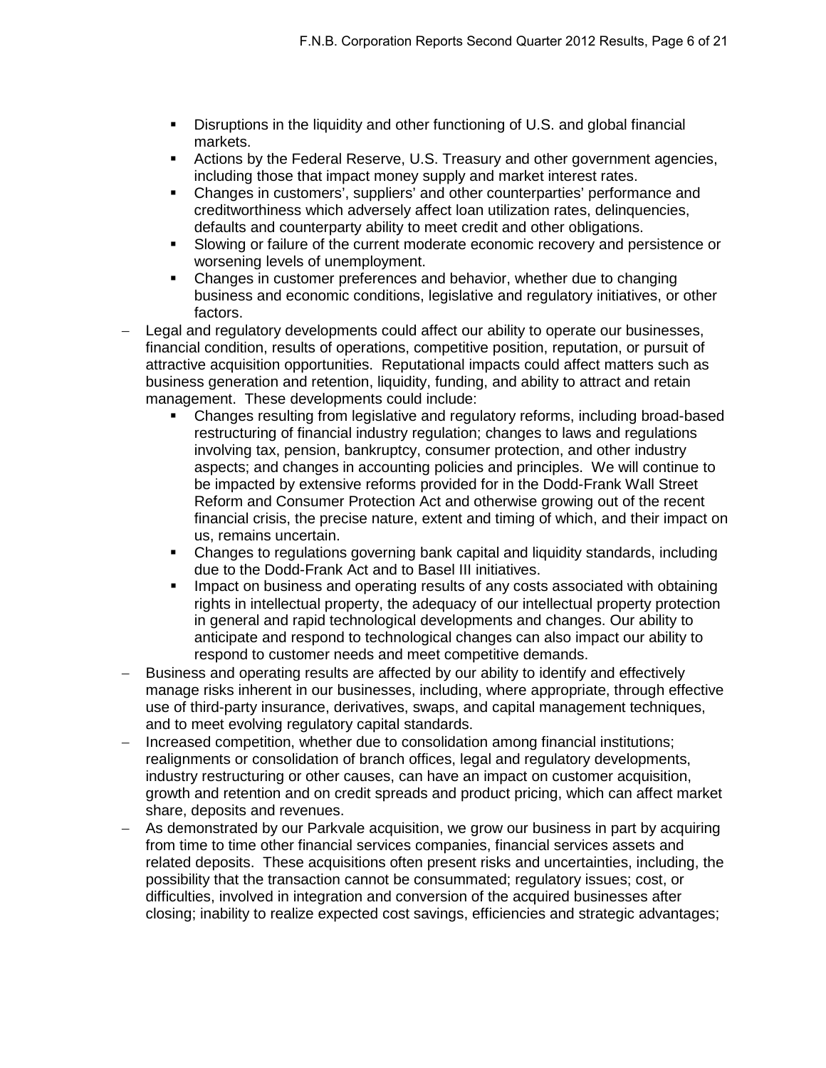- Disruptions in the liquidity and other functioning of U.S. and global financial markets.
    - Actions by the Federal Reserve, U.S. Treasury and other government agencies, including those that impact money supply and market interest rates.
    - Changes in customers', suppliers' and other counterparties' performance and creditworthiness which adversely affect loan utilization rates, delinquencies, defaults and counterparty ability to meet credit and other obligations.
    - Slowing or failure of the current moderate economic recovery and persistence or worsening levels of unemployment.
    - Changes in customer preferences and behavior, whether due to changing business and economic conditions, legislative and regulatory initiatives, or other factors.
- Legal and regulatory developments could affect our ability to operate our businesses, financial condition, results of operations, competitive position, reputation, or pursuit of attractive acquisition opportunities. Reputational impacts could affect matters such as business generation and retention, liquidity, funding, and ability to attract and retain management. These developments could include:
    - Changes resulting from legislative and regulatory reforms, including broad-based restructuring of financial industry regulation; changes to laws and regulations involving tax, pension, bankruptcy, consumer protection, and other industry aspects; and changes in accounting policies and principles. We will continue to be impacted by extensive reforms provided for in the Dodd-Frank Wall Street Reform and Consumer Protection Act and otherwise growing out of the recent financial crisis, the precise nature, extent and timing of which, and their impact on us, remains uncertain.
    - Changes to regulations governing bank capital and liquidity standards, including due to the Dodd-Frank Act and to Basel III initiatives.
    - Impact on business and operating results of any costs associated with obtaining rights in intellectual property, the adequacy of our intellectual property protection in general and rapid technological developments and changes. Our ability to anticipate and respond to technological changes can also impact our ability to respond to customer needs and meet competitive demands.
- Business and operating results are affected by our ability to identify and effectively manage risks inherent in our businesses, including, where appropriate, through effective use of third-party insurance, derivatives, swaps, and capital management techniques, and to meet evolving regulatory capital standards.
- Increased competition, whether due to consolidation among financial institutions; realignments or consolidation of branch offices, legal and regulatory developments, industry restructuring or other causes, can have an impact on customer acquisition, growth and retention and on credit spreads and product pricing, which can affect market share, deposits and revenues.
- As demonstrated by our Parkvale acquisition, we grow our business in part by acquiring from time to time other financial services companies, financial services assets and related deposits. These acquisitions often present risks and uncertainties, including, the possibility that the transaction cannot be consummated; regulatory issues; cost, or difficulties, involved in integration and conversion of the acquired businesses after closing; inability to realize expected cost savings, efficiencies and strategic advantages;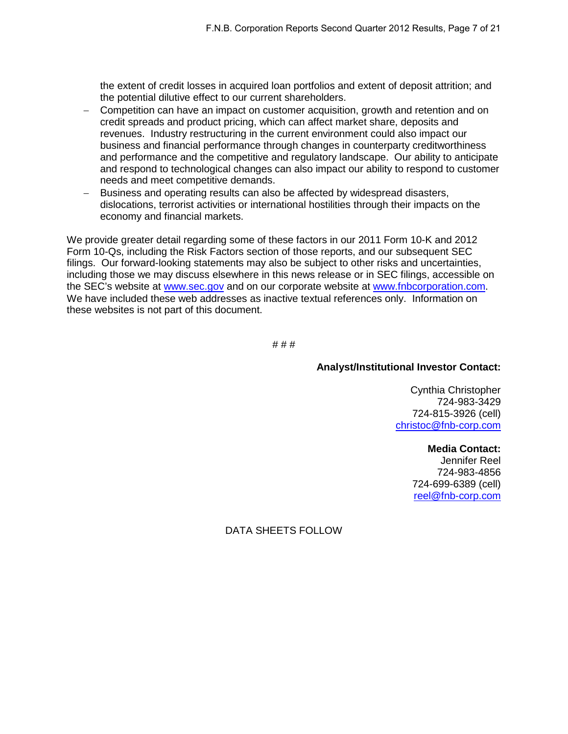the extent of credit losses in acquired loan portfolios and extent of deposit attrition; and the potential dilutive effect to our current shareholders.

- Competition can have an impact on customer acquisition, growth and retention and on credit spreads and product pricing, which can affect market share, deposits and revenues. Industry restructuring in the current environment could also impact our business and financial performance through changes in counterparty creditworthiness and performance and the competitive and regulatory landscape. Our ability to anticipate and respond to technological changes can also impact our ability to respond to customer needs and meet competitive demands.
- Business and operating results can also be affected by widespread disasters, dislocations, terrorist activities or international hostilities through their impacts on the economy and financial markets.

We provide greater detail regarding some of these factors in our 2011 Form 10-K and 2012 Form 10-Qs, including the Risk Factors section of those reports, and our subsequent SEC filings. Our forward-looking statements may also be subject to other risks and uncertainties, including those we may discuss elsewhere in this news release or in SEC filings, accessible on the SEC's website at www.sec.gov and on our corporate website at www.fnbcorporation.com. We have included these web addresses as inactive textual references only. Information on these websites is not part of this document.

# # #

**Analyst/Institutional Investor Contact:**

Cynthia Christopher
724-983-3429
724-815-3926 (cell)
christoc@fnb-corp.com

**Media Contact:**
Jennifer Reel
724-983-4856
724-699-6389 (cell)
reel@fnb-corp.com

DATA SHEETS FOLLOW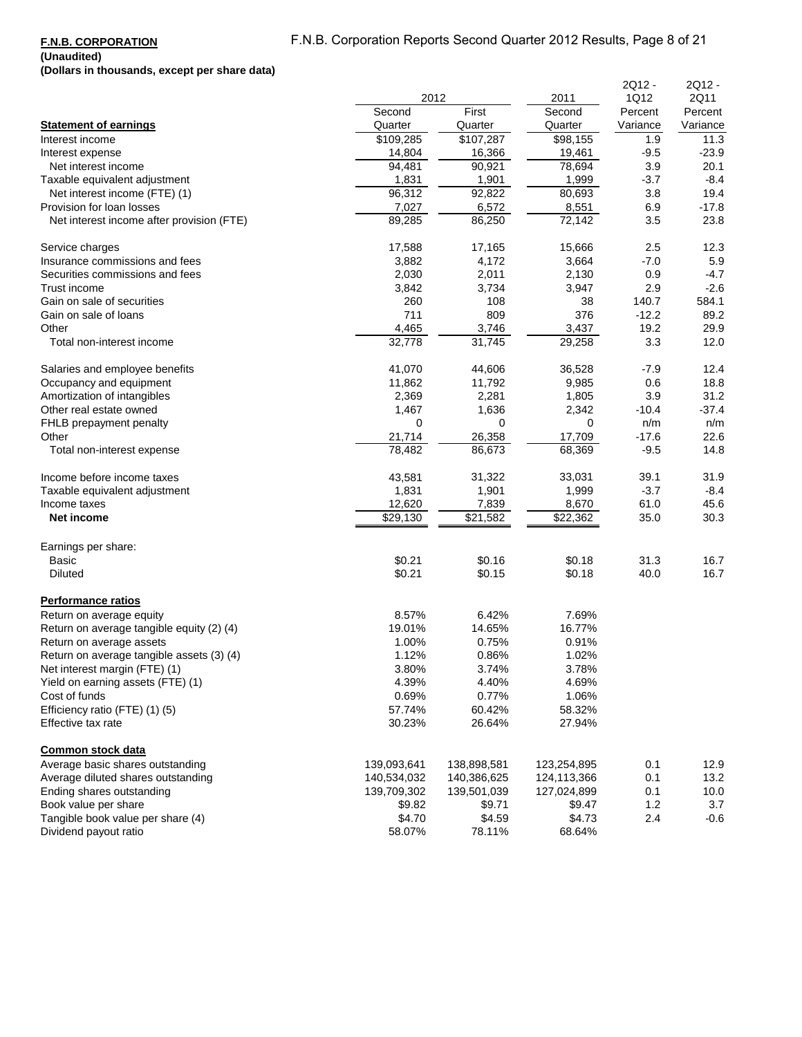**F.N.B. CORPORATION**
**(Unaudited)**
**(Dollars in thousands, except per share data)**

| | 2012 | | 2011 | 2Q12 - 1Q12 | 2Q12 - 2Q11 |
|---|---|---|---|---|---|
| **Statement of earnings** | Second Quarter | First Quarter | Second Quarter | Percent Variance | Percent Variance |
| Interest income | $109,285 | $107,287 | $98,155 | 1.9 | 11.3 |
| Interest expense | 14,804 | 16,366 | 19,461 | -9.5 | -23.9 |
| Net interest income | 94,481 | 90,921 | 78,694 | 3.9 | 20.1 |
| Taxable equivalent adjustment | 1,831 | 1,901 | 1,999 | -3.7 | -8.4 |
| Net interest income (FTE) (1) | 96,312 | 92,822 | 80,693 | 3.8 | 19.4 |
| Provision for loan losses | 7,027 | 6,572 | 8,551 | 6.9 | -17.8 |
| Net interest income after provision (FTE) | 89,285 | 86,250 | 72,142 | 3.5 | 23.8 |
| | | | | | |
| Service charges | 17,588 | 17,165 | 15,666 | 2.5 | 12.3 |
| Insurance commissions and fees | 3,882 | 4,172 | 3,664 | -7.0 | 5.9 |
| Securities commissions and fees | 2,030 | 2,011 | 2,130 | 0.9 | -4.7 |
| Trust income | 3,842 | 3,734 | 3,947 | 2.9 | -2.6 |
| Gain on sale of securities | 260 | 108 | 38 | 140.7 | 584.1 |
| Gain on sale of loans | 711 | 809 | 376 | -12.2 | 89.2 |
| Other | 4,465 | 3,746 | 3,437 | 19.2 | 29.9 |
| Total non-interest income | 32,778 | 31,745 | 29,258 | 3.3 | 12.0 |
| | | | | | |
| Salaries and employee benefits | 41,070 | 44,606 | 36,528 | -7.9 | 12.4 |
| Occupancy and equipment | 11,862 | 11,792 | 9,985 | 0.6 | 18.8 |
| Amortization of intangibles | 2,369 | 2,281 | 1,805 | 3.9 | 31.2 |
| Other real estate owned | 1,467 | 1,636 | 2,342 | -10.4 | -37.4 |
| FHLB prepayment penalty | 0 | 0 | 0 | n/m | n/m |
| Other | 21,714 | 26,358 | 17,709 | -17.6 | 22.6 |
| Total non-interest expense | 78,482 | 86,673 | 68,369 | -9.5 | 14.8 |
| | | | | | |
| Income before income taxes | 43,581 | 31,322 | 33,031 | 39.1 | 31.9 |
| Taxable equivalent adjustment | 1,831 | 1,901 | 1,999 | -3.7 | -8.4 |
| Income taxes | 12,620 | 7,839 | 8,670 | 61.0 | 45.6 |
| **Net income** | $29,130 | $21,582 | $22,362 | 35.0 | 30.3 |
| | | | | | |
| Earnings per share: | | | | | |
| Basic | $0.21 | $0.16 | $0.18 | 31.3 | 16.7 |
| Diluted | $0.21 | $0.15 | $0.18 | 40.0 | 16.7 |
| | | | | | |
| **Performance ratios** | | | | | |
| Return on average equity | 8.57% | 6.42% | 7.69% | | |
| Return on average tangible equity (2) (4) | 19.01% | 14.65% | 16.77% | | |
| Return on average assets | 1.00% | 0.75% | 0.91% | | |
| Return on average tangible assets (3) (4) | 1.12% | 0.86% | 1.02% | | |
| Net interest margin (FTE) (1) | 3.80% | 3.74% | 3.78% | | |
| Yield on earning assets (FTE) (1) | 4.39% | 4.40% | 4.69% | | |
| Cost of funds | 0.69% | 0.77% | 1.06% | | |
| Efficiency ratio (FTE) (1) (5) | 57.74% | 60.42% | 58.32% | | |
| Effective tax rate | 30.23% | 26.64% | 27.94% | | |
| | | | | | |
| **Common stock data** | | | | | |
| Average basic shares outstanding | 139,093,641 | 138,898,581 | 123,254,895 | 0.1 | 12.9 |
| Average diluted shares outstanding | 140,534,032 | 140,386,625 | 124,113,366 | 0.1 | 13.2 |
| Ending shares outstanding | 139,709,302 | 139,501,039 | 127,024,899 | 0.1 | 10.0 |
| Book value per share | $9.82 | $9.71 | $9.47 | 1.2 | 3.7 |
| Tangible book value per share (4) | $4.70 | $4.59 | $4.73 | 2.4 | -0.6 |
| Dividend payout ratio | 58.07% | 78.11% | 68.64% | | |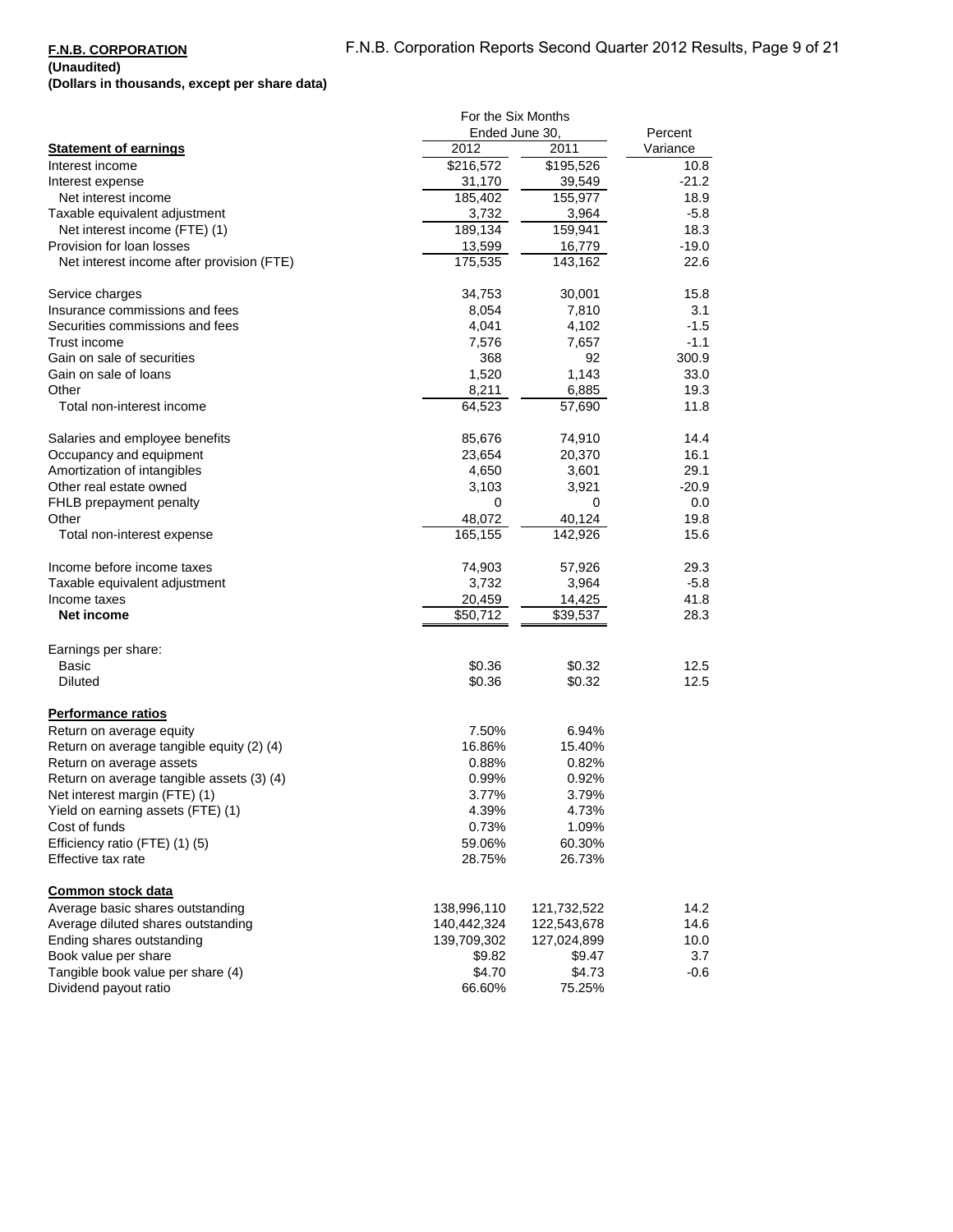**F.N.B. CORPORATION**
**(Unaudited)**
**(Dollars in thousands, except per share data)**

| | For the Six Months Ended June 30, | | Percent |
|---|---|---|---|
| **Statement of earnings** | 2012 | 2011 | Variance |
| Interest income | $216,572 | $195,526 | 10.8 |
| Interest expense | 31,170 | 39,549 | -21.2 |
| Net interest income | 185,402 | 155,977 | 18.9 |
| Taxable equivalent adjustment | 3,732 | 3,964 | -5.8 |
| Net interest income (FTE) (1) | 189,134 | 159,941 | 18.3 |
| Provision for loan losses | 13,599 | 16,779 | -19.0 |
| Net interest income after provision (FTE) | 175,535 | 143,162 | 22.6 |
| | | | |
| Service charges | 34,753 | 30,001 | 15.8 |
| Insurance commissions and fees | 8,054 | 7,810 | 3.1 |
| Securities commissions and fees | 4,041 | 4,102 | -1.5 |
| Trust income | 7,576 | 7,657 | -1.1 |
| Gain on sale of securities | 368 | 92 | 300.9 |
| Gain on sale of loans | 1,520 | 1,143 | 33.0 |
| Other | 8,211 | 6,885 | 19.3 |
| Total non-interest income | 64,523 | 57,690 | 11.8 |
| | | | |
| Salaries and employee benefits | 85,676 | 74,910 | 14.4 |
| Occupancy and equipment | 23,654 | 20,370 | 16.1 |
| Amortization of intangibles | 4,650 | 3,601 | 29.1 |
| Other real estate owned | 3,103 | 3,921 | -20.9 |
| FHLB prepayment penalty | 0 | 0 | 0.0 |
| Other | 48,072 | 40,124 | 19.8 |
| Total non-interest expense | 165,155 | 142,926 | 15.6 |
| | | | |
| Income before income taxes | 74,903 | 57,926 | 29.3 |
| Taxable equivalent adjustment | 3,732 | 3,964 | -5.8 |
| Income taxes | 20,459 | 14,425 | 41.8 |
| **Net income** | $50,712 | $39,537 | 28.3 |
| | | | |
| Earnings per share: | | | |
| Basic | $0.36 | $0.32 | 12.5 |
| Diluted | $0.36 | $0.32 | 12.5 |
| | | | |
| **Performance ratios** | | | |
| Return on average equity | 7.50% | 6.94% | |
| Return on average tangible equity (2) (4) | 16.86% | 15.40% | |
| Return on average assets | 0.88% | 0.82% | |
| Return on average tangible assets (3) (4) | 0.99% | 0.92% | |
| Net interest margin (FTE) (1) | 3.77% | 3.79% | |
| Yield on earning assets (FTE) (1) | 4.39% | 4.73% | |
| Cost of funds | 0.73% | 1.09% | |
| Efficiency ratio (FTE) (1) (5) | 59.06% | 60.30% | |
| Effective tax rate | 28.75% | 26.73% | |
| | | | |
| **Common stock data** | | | |
| Average basic shares outstanding | 138,996,110 | 121,732,522 | 14.2 |
| Average diluted shares outstanding | 140,442,324 | 122,543,678 | 14.6 |
| Ending shares outstanding | 139,709,302 | 127,024,899 | 10.0 |
| Book value per share | $9.82 | $9.47 | 3.7 |
| Tangible book value per share (4) | $4.70 | $4.73 | -0.6 |
| Dividend payout ratio | 66.60% | 75.25% | |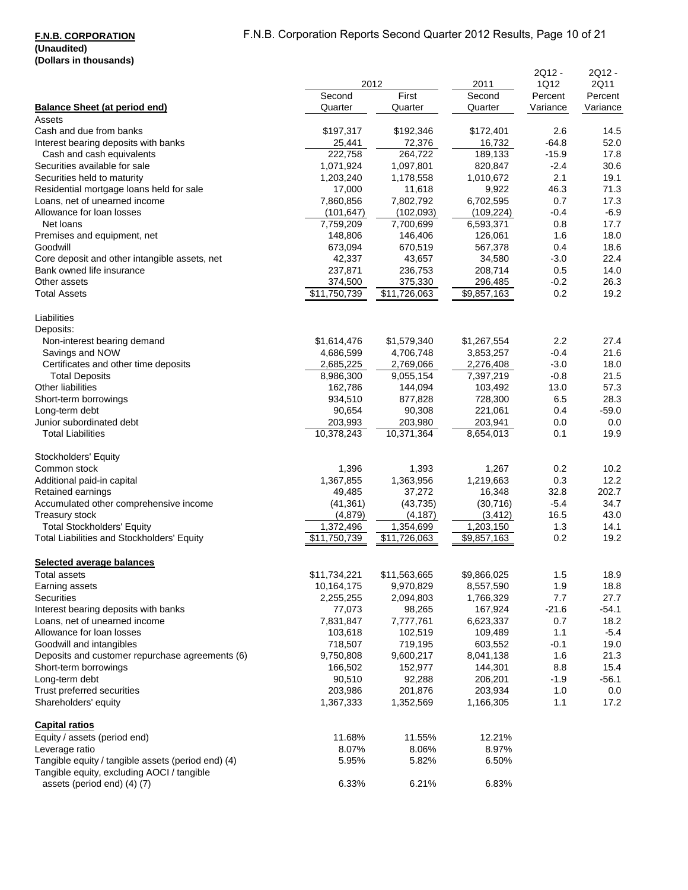**F.N.B. CORPORATION**
**(Unaudited)**
**(Dollars in thousands)**

| | 2012 | | 2011 | 2Q12 - 1Q12 | 2Q12 - 2Q11 |
|---|---|---|---|---|---|
| **Balance Sheet (at period end)** | Second Quarter | First Quarter | Second Quarter | Percent Variance | Percent Variance |
| Assets | | | | | |
| Cash and due from banks | $197,317 | $192,346 | $172,401 | 2.6 | 14.5 |
| Interest bearing deposits with banks | 25,441 | 72,376 | 16,732 | -64.8 | 52.0 |
| Cash and cash equivalents | 222,758 | 264,722 | 189,133 | -15.9 | 17.8 |
| Securities available for sale | 1,071,924 | 1,097,801 | 820,847 | -2.4 | 30.6 |
| Securities held to maturity | 1,203,240 | 1,178,558 | 1,010,672 | 2.1 | 19.1 |
| Residential mortgage loans held for sale | 17,000 | 11,618 | 9,922 | 46.3 | 71.3 |
| Loans, net of unearned income | 7,860,856 | 7,802,792 | 6,702,595 | 0.7 | 17.3 |
| Allowance for loan losses | (101,647) | (102,093) | (109,224) | -0.4 | -6.9 |
| Net loans | 7,759,209 | 7,700,699 | 6,593,371 | 0.8 | 17.7 |
| Premises and equipment, net | 148,806 | 146,406 | 126,061 | 1.6 | 18.0 |
| Goodwill | 673,094 | 670,519 | 567,378 | 0.4 | 18.6 |
| Core deposit and other intangible assets, net | 42,337 | 43,657 | 34,580 | -3.0 | 22.4 |
| Bank owned life insurance | 237,871 | 236,753 | 208,714 | 0.5 | 14.0 |
| Other assets | 374,500 | 375,330 | 296,485 | -0.2 | 26.3 |
| Total Assets | $11,750,739 | $11,726,063 | $9,857,163 | 0.2 | 19.2 |
| Liabilities | | | | | |
| Deposits: | | | | | |
| Non-interest bearing demand | $1,614,476 | $1,579,340 | $1,267,554 | 2.2 | 27.4 |
| Savings and NOW | 4,686,599 | 4,706,748 | 3,853,257 | -0.4 | 21.6 |
| Certificates and other time deposits | 2,685,225 | 2,769,066 | 2,276,408 | -3.0 | 18.0 |
| Total Deposits | 8,986,300 | 9,055,154 | 7,397,219 | -0.8 | 21.5 |
| Other liabilities | 162,786 | 144,094 | 103,492 | 13.0 | 57.3 |
| Short-term borrowings | 934,510 | 877,828 | 728,300 | 6.5 | 28.3 |
| Long-term debt | 90,654 | 90,308 | 221,061 | 0.4 | -59.0 |
| Junior subordinated debt | 203,993 | 203,980 | 203,941 | 0.0 | 0.0 |
| Total Liabilities | 10,378,243 | 10,371,364 | 8,654,013 | 0.1 | 19.9 |
| Stockholders' Equity | | | | | |
| Common stock | 1,396 | 1,393 | 1,267 | 0.2 | 10.2 |
| Additional paid-in capital | 1,367,855 | 1,363,956 | 1,219,663 | 0.3 | 12.2 |
| Retained earnings | 49,485 | 37,272 | 16,348 | 32.8 | 202.7 |
| Accumulated other comprehensive income | (41,361) | (43,735) | (30,716) | -5.4 | 34.7 |
| Treasury stock | (4,879) | (4,187) | (3,412) | 16.5 | 43.0 |
| Total Stockholders' Equity | 1,372,496 | 1,354,699 | 1,203,150 | 1.3 | 14.1 |
| Total Liabilities and Stockholders' Equity | $11,750,739 | $11,726,063 | $9,857,163 | 0.2 | 19.2 |
| **Selected average balances** | | | | | |
| Total assets | $11,734,221 | $11,563,665 | $9,866,025 | 1.5 | 18.9 |
| Earning assets | 10,164,175 | 9,970,829 | 8,557,590 | 1.9 | 18.8 |
| Securities | 2,255,255 | 2,094,803 | 1,766,329 | 7.7 | 27.7 |
| Interest bearing deposits with banks | 77,073 | 98,265 | 167,924 | -21.6 | -54.1 |
| Loans, net of unearned income | 7,831,847 | 7,777,761 | 6,623,337 | 0.7 | 18.2 |
| Allowance for loan losses | 103,618 | 102,519 | 109,489 | 1.1 | -5.4 |
| Goodwill and intangibles | 718,507 | 719,195 | 603,552 | -0.1 | 19.0 |
| Deposits and customer repurchase agreements (6) | 9,750,808 | 9,600,217 | 8,041,138 | 1.6 | 21.3 |
| Short-term borrowings | 166,502 | 152,977 | 144,301 | 8.8 | 15.4 |
| Long-term debt | 90,510 | 92,288 | 206,201 | -1.9 | -56.1 |
| Trust preferred securities | 203,986 | 201,876 | 203,934 | 1.0 | 0.0 |
| Shareholders' equity | 1,367,333 | 1,352,569 | 1,166,305 | 1.1 | 17.2 |
| **Capital ratios** | | | | | |
| Equity / assets (period end) | 11.68% | 11.55% | 12.21% | | |
| Leverage ratio | 8.07% | 8.06% | 8.97% | | |
| Tangible equity / tangible assets (period end) (4) | 5.95% | 5.82% | 6.50% | | |
| Tangible equity, excluding AOCI / tangible assets (period end) (4) (7) | 6.33% | 6.21% | 6.83% | | |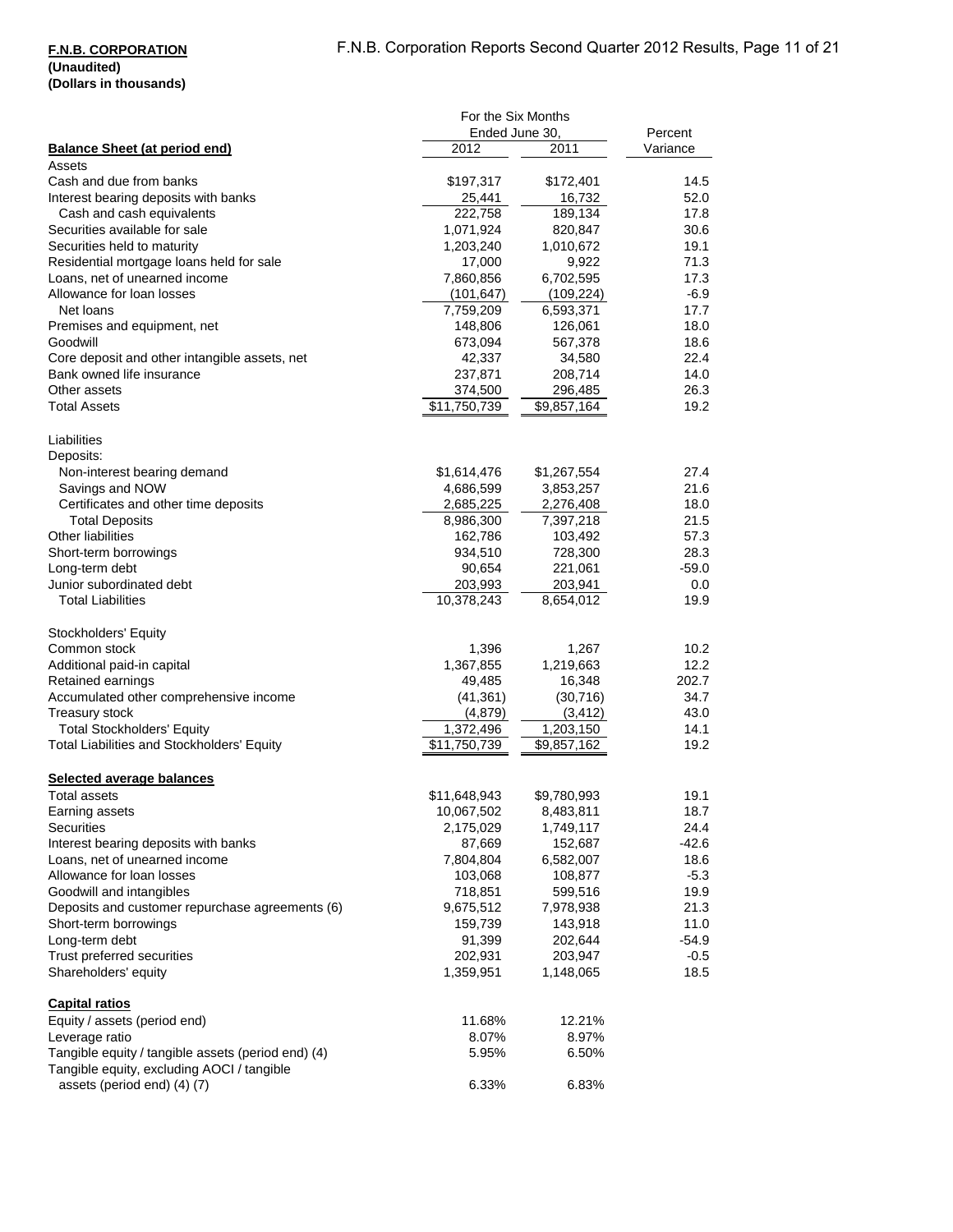**F.N.B. CORPORATION**
**(Unaudited)**
**(Dollars in thousands)**

| | For the Six Months Ended June 30, | | Percent |
|---|---|---|---|
| **Balance Sheet (at period end)** | 2012 | 2011 | Variance |
| Assets | | | |
| Cash and due from banks | $197,317 | $172,401 | 14.5 |
| Interest bearing deposits with banks | 25,441 | 16,732 | 52.0 |
| Cash and cash equivalents | 222,758 | 189,134 | 17.8 |
| Securities available for sale | 1,071,924 | 820,847 | 30.6 |
| Securities held to maturity | 1,203,240 | 1,010,672 | 19.1 |
| Residential mortgage loans held for sale | 17,000 | 9,922 | 71.3 |
| Loans, net of unearned income | 7,860,856 | 6,702,595 | 17.3 |
| Allowance for loan losses | (101,647) | (109,224) | -6.9 |
| Net loans | 7,759,209 | 6,593,371 | 17.7 |
| Premises and equipment, net | 148,806 | 126,061 | 18.0 |
| Goodwill | 673,094 | 567,378 | 18.6 |
| Core deposit and other intangible assets, net | 42,337 | 34,580 | 22.4 |
| Bank owned life insurance | 237,871 | 208,714 | 14.0 |
| Other assets | 374,500 | 296,485 | 26.3 |
| Total Assets | $11,750,739 | $9,857,164 | 19.2 |
| | | | |
| Liabilities | | | |
| Deposits: | | | |
| Non-interest bearing demand | $1,614,476 | $1,267,554 | 27.4 |
| Savings and NOW | 4,686,599 | 3,853,257 | 21.6 |
| Certificates and other time deposits | 2,685,225 | 2,276,408 | 18.0 |
| Total Deposits | 8,986,300 | 7,397,218 | 21.5 |
| Other liabilities | 162,786 | 103,492 | 57.3 |
| Short-term borrowings | 934,510 | 728,300 | 28.3 |
| Long-term debt | 90,654 | 221,061 | -59.0 |
| Junior subordinated debt | 203,993 | 203,941 | 0.0 |
| Total Liabilities | 10,378,243 | 8,654,012 | 19.9 |
| | | | |
| Stockholders' Equity | | | |
| Common stock | 1,396 | 1,267 | 10.2 |
| Additional paid-in capital | 1,367,855 | 1,219,663 | 12.2 |
| Retained earnings | 49,485 | 16,348 | 202.7 |
| Accumulated other comprehensive income | (41,361) | (30,716) | 34.7 |
| Treasury stock | (4,879) | (3,412) | 43.0 |
| Total Stockholders' Equity | 1,372,496 | 1,203,150 | 14.1 |
| Total Liabilities and Stockholders' Equity | $11,750,739 | $9,857,162 | 19.2 |
| | | | |
| **Selected average balances** | | | |
| Total assets | $11,648,943 | $9,780,993 | 19.1 |
| Earning assets | 10,067,502 | 8,483,811 | 18.7 |
| Securities | 2,175,029 | 1,749,117 | 24.4 |
| Interest bearing deposits with banks | 87,669 | 152,687 | -42.6 |
| Loans, net of unearned income | 7,804,804 | 6,582,007 | 18.6 |
| Allowance for loan losses | 103,068 | 108,877 | -5.3 |
| Goodwill and intangibles | 718,851 | 599,516 | 19.9 |
| Deposits and customer repurchase agreements (6) | 9,675,512 | 7,978,938 | 21.3 |
| Short-term borrowings | 159,739 | 143,918 | 11.0 |
| Long-term debt | 91,399 | 202,644 | -54.9 |
| Trust preferred securities | 202,931 | 203,947 | -0.5 |
| Shareholders' equity | 1,359,951 | 1,148,065 | 18.5 |
| | | | |
| **Capital ratios** | | | |
| Equity / assets (period end) | 11.68% | 12.21% | |
| Leverage ratio | 8.07% | 8.97% | |
| Tangible equity / tangible assets (period end) (4) | 5.95% | 6.50% | |
| Tangible equity, excluding AOCI / tangible assets (period end) (4) (7) | 6.33% | 6.83% | |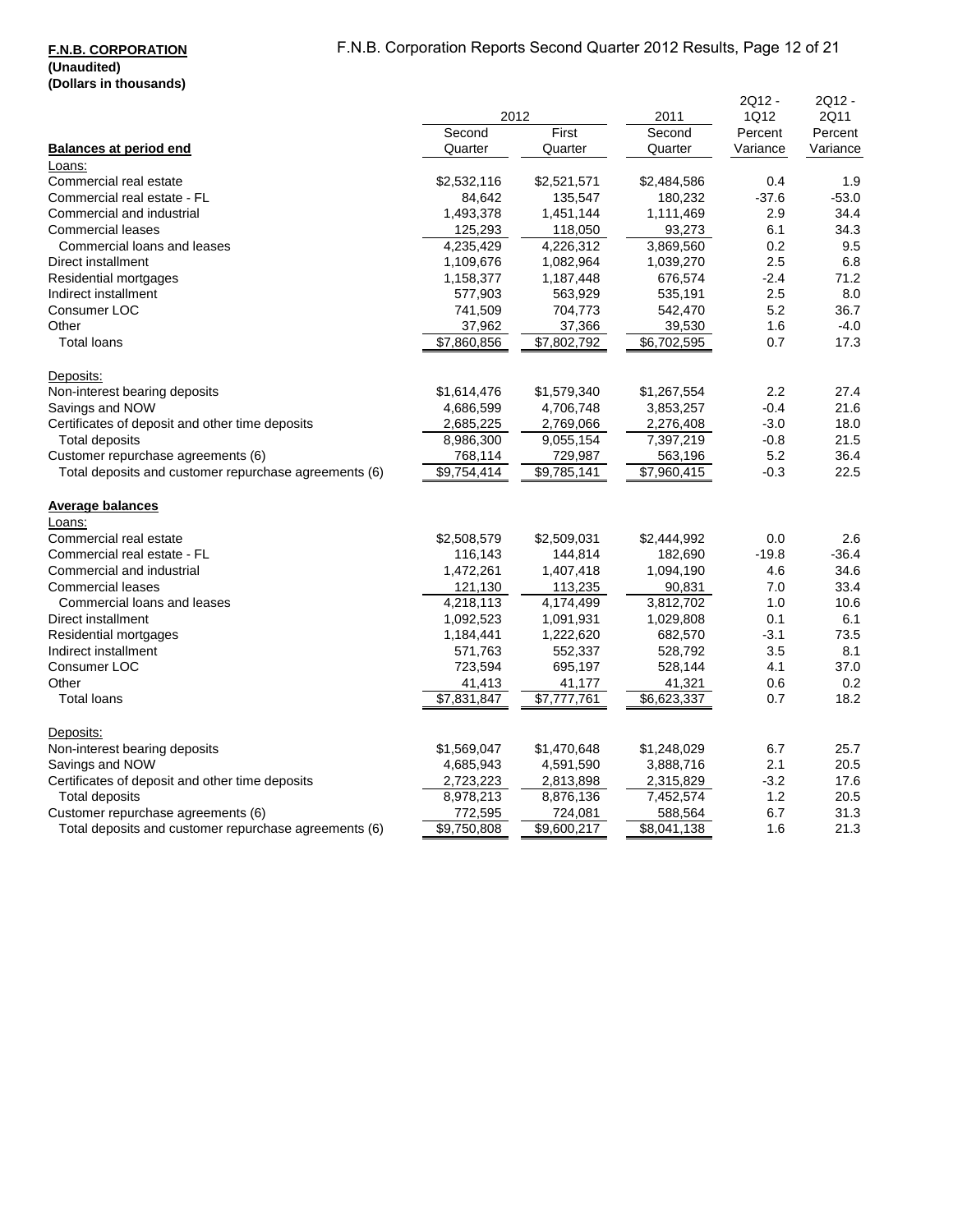**F.N.B. CORPORATION**
**(Unaudited)**
**(Dollars in thousands)**

| | 2012 | | 2011 | 2Q12 - 1Q12 | 2Q12 - 2Q11 |
|---|---|---|---|---|---|
| **Balances at period end** | Second Quarter | First Quarter | Second Quarter | Percent Variance | Percent Variance |
| Loans: | | | | | |
| Commercial real estate | $2,532,116 | $2,521,571 | $2,484,586 | 0.4 | 1.9 |
| Commercial real estate - FL | 84,642 | 135,547 | 180,232 | -37.6 | -53.0 |
| Commercial and industrial | 1,493,378 | 1,451,144 | 1,111,469 | 2.9 | 34.4 |
| Commercial leases | 125,293 | 118,050 | 93,273 | 6.1 | 34.3 |
| Commercial loans and leases | 4,235,429 | 4,226,312 | 3,869,560 | 0.2 | 9.5 |
| Direct installment | 1,109,676 | 1,082,964 | 1,039,270 | 2.5 | 6.8 |
| Residential mortgages | 1,158,377 | 1,187,448 | 676,574 | -2.4 | 71.2 |
| Indirect installment | 577,903 | 563,929 | 535,191 | 2.5 | 8.0 |
| Consumer LOC | 741,509 | 704,773 | 542,470 | 5.2 | 36.7 |
| Other | 37,962 | 37,366 | 39,530 | 1.6 | -4.0 |
| Total loans | $7,860,856 | $7,802,792 | $6,702,595 | 0.7 | 17.3 |
| Deposits: | | | | | |
| Non-interest bearing deposits | $1,614,476 | $1,579,340 | $1,267,554 | 2.2 | 27.4 |
| Savings and NOW | 4,686,599 | 4,706,748 | 3,853,257 | -0.4 | 21.6 |
| Certificates of deposit and other time deposits | 2,685,225 | 2,769,066 | 2,276,408 | -3.0 | 18.0 |
| Total deposits | 8,986,300 | 9,055,154 | 7,397,219 | -0.8 | 21.5 |
| Customer repurchase agreements (6) | 768,114 | 729,987 | 563,196 | 5.2 | 36.4 |
| Total deposits and customer repurchase agreements (6) | $9,754,414 | $9,785,141 | $7,960,415 | -0.3 | 22.5 |
| **Average balances** | | | | | |
| Loans: | | | | | |
| Commercial real estate | $2,508,579 | $2,509,031 | $2,444,992 | 0.0 | 2.6 |
| Commercial real estate - FL | 116,143 | 144,814 | 182,690 | -19.8 | -36.4 |
| Commercial and industrial | 1,472,261 | 1,407,418 | 1,094,190 | 4.6 | 34.6 |
| Commercial leases | 121,130 | 113,235 | 90,831 | 7.0 | 33.4 |
| Commercial loans and leases | 4,218,113 | 4,174,499 | 3,812,702 | 1.0 | 10.6 |
| Direct installment | 1,092,523 | 1,091,931 | 1,029,808 | 0.1 | 6.1 |
| Residential mortgages | 1,184,441 | 1,222,620 | 682,570 | -3.1 | 73.5 |
| Indirect installment | 571,763 | 552,337 | 528,792 | 3.5 | 8.1 |
| Consumer LOC | 723,594 | 695,197 | 528,144 | 4.1 | 37.0 |
| Other | 41,413 | 41,177 | 41,321 | 0.6 | 0.2 |
| Total loans | $7,831,847 | $7,777,761 | $6,623,337 | 0.7 | 18.2 |
| Deposits: | | | | | |
| Non-interest bearing deposits | $1,569,047 | $1,470,648 | $1,248,029 | 6.7 | 25.7 |
| Savings and NOW | 4,685,943 | 4,591,590 | 3,888,716 | 2.1 | 20.5 |
| Certificates of deposit and other time deposits | 2,723,223 | 2,813,898 | 2,315,829 | -3.2 | 17.6 |
| Total deposits | 8,978,213 | 8,876,136 | 7,452,574 | 1.2 | 20.5 |
| Customer repurchase agreements (6) | 772,595 | 724,081 | 588,564 | 6.7 | 31.3 |
| Total deposits and customer repurchase agreements (6) | $9,750,808 | $9,600,217 | $8,041,138 | 1.6 | 21.3 |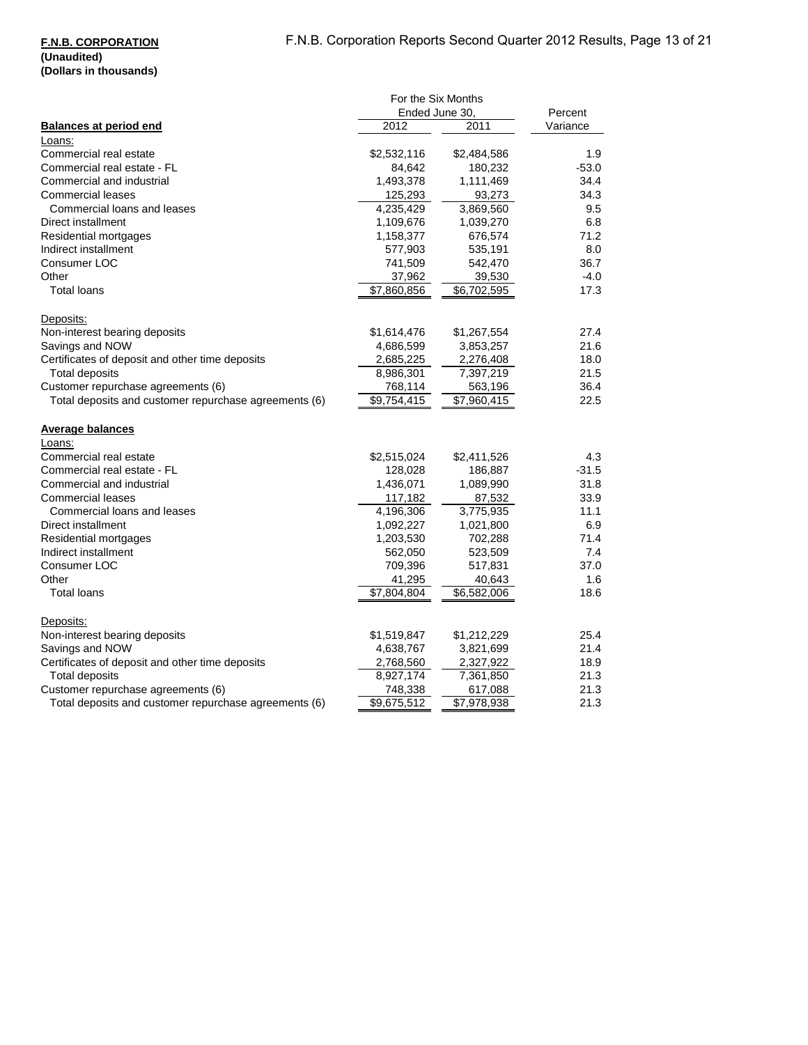**F.N.B. CORPORATION**
**(Unaudited)**
**(Dollars in thousands)**

| | For the Six Months Ended June 30, | | Percent |
|---|---|---|---|
| **Balances at period end** | 2012 | 2011 | Variance |
| Loans: | | | |
| Commercial real estate | $2,532,116 | $2,484,586 | 1.9 |
| Commercial real estate - FL | 84,642 | 180,232 | -53.0 |
| Commercial and industrial | 1,493,378 | 1,111,469 | 34.4 |
| Commercial leases | 125,293 | 93,273 | 34.3 |
| Commercial loans and leases | 4,235,429 | 3,869,560 | 9.5 |
| Direct installment | 1,109,676 | 1,039,270 | 6.8 |
| Residential mortgages | 1,158,377 | 676,574 | 71.2 |
| Indirect installment | 577,903 | 535,191 | 8.0 |
| Consumer LOC | 741,509 | 542,470 | 36.7 |
| Other | 37,962 | 39,530 | -4.0 |
| Total loans | $7,860,856 | $6,702,595 | 17.3 |
| | | | |
| Deposits: | | | |
| Non-interest bearing deposits | $1,614,476 | $1,267,554 | 27.4 |
| Savings and NOW | 4,686,599 | 3,853,257 | 21.6 |
| Certificates of deposit and other time deposits | 2,685,225 | 2,276,408 | 18.0 |
| Total deposits | 8,986,301 | 7,397,219 | 21.5 |
| Customer repurchase agreements (6) | 768,114 | 563,196 | 36.4 |
| Total deposits and customer repurchase agreements (6) | $9,754,415 | $7,960,415 | 22.5 |
| | | | |
| **Average balances** | | | |
| Loans: | | | |
| Commercial real estate | $2,515,024 | $2,411,526 | 4.3 |
| Commercial real estate - FL | 128,028 | 186,887 | -31.5 |
| Commercial and industrial | 1,436,071 | 1,089,990 | 31.8 |
| Commercial leases | 117,182 | 87,532 | 33.9 |
| Commercial loans and leases | 4,196,306 | 3,775,935 | 11.1 |
| Direct installment | 1,092,227 | 1,021,800 | 6.9 |
| Residential mortgages | 1,203,530 | 702,288 | 71.4 |
| Indirect installment | 562,050 | 523,509 | 7.4 |
| Consumer LOC | 709,396 | 517,831 | 37.0 |
| Other | 41,295 | 40,643 | 1.6 |
| Total loans | $7,804,804 | $6,582,006 | 18.6 |
| | | | |
| Deposits: | | | |
| Non-interest bearing deposits | $1,519,847 | $1,212,229 | 25.4 |
| Savings and NOW | 4,638,767 | 3,821,699 | 21.4 |
| Certificates of deposit and other time deposits | 2,768,560 | 2,327,922 | 18.9 |
| Total deposits | 8,927,174 | 7,361,850 | 21.3 |
| Customer repurchase agreements (6) | 748,338 | 617,088 | 21.3 |
| Total deposits and customer repurchase agreements (6) | $9,675,512 | $7,978,938 | 21.3 |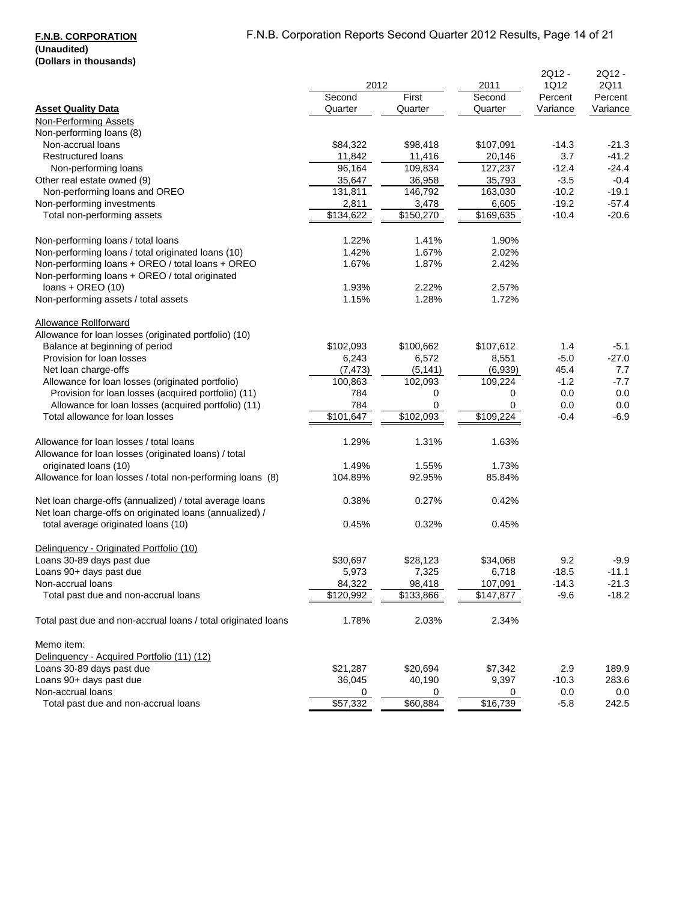**F.N.B. CORPORATION**
**(Unaudited)**
**(Dollars in thousands)**

| **Asset Quality Data** | 2012 Second Quarter | 2012 First Quarter | 2011 Second Quarter | 2Q12 - 1Q12 Percent Variance | 2Q12 - 2Q11 Percent Variance |
|---|---|---|---|---|---|
| Non-Performing Assets | | | | | |
| Non-performing loans (8) | | | | | |
| Non-accrual loans | $84,322 | $98,418 | $107,091 | -14.3 | -21.3 |
| Restructured loans | 11,842 | 11,416 | 20,146 | 3.7 | -41.2 |
| Non-performing loans | 96,164 | 109,834 | 127,237 | -12.4 | -24.4 |
| Other real estate owned (9) | 35,647 | 36,958 | 35,793 | -3.5 | -0.4 |
| Non-performing loans and OREO | 131,811 | 146,792 | 163,030 | -10.2 | -19.1 |
| Non-performing investments | 2,811 | 3,478 | 6,605 | -19.2 | -57.4 |
| Total non-performing assets | $134,622 | $150,270 | $169,635 | -10.4 | -20.6 |
| | | | | | |
| Non-performing loans / total loans | 1.22% | 1.41% | 1.90% | | |
| Non-performing loans / total originated loans (10) | 1.42% | 1.67% | 2.02% | | |
| Non-performing loans + OREO / total loans + OREO | 1.67% | 1.87% | 2.42% | | |
| Non-performing loans + OREO / total originated loans + OREO (10) | 1.93% | 2.22% | 2.57% | | |
| Non-performing assets / total assets | 1.15% | 1.28% | 1.72% | | |
| | | | | | |
| Allowance Rollforward | | | | | |
| Allowance for loan losses (originated portfolio) (10) | | | | | |
| Balance at beginning of period | $102,093 | $100,662 | $107,612 | 1.4 | -5.1 |
| Provision for loan losses | 6,243 | 6,572 | 8,551 | -5.0 | -27.0 |
| Net loan charge-offs | (7,473) | (5,141) | (6,939) | 45.4 | 7.7 |
| Allowance for loan losses (originated portfolio) | 100,863 | 102,093 | 109,224 | -1.2 | -7.7 |
| Provision for loan losses (acquired portfolio) (11) | 784 | 0 | 0 | 0.0 | 0.0 |
| Allowance for loan losses (acquired portfolio) (11) | 784 | 0 | 0 | 0.0 | 0.0 |
| Total allowance for loan losses | $101,647 | $102,093 | $109,224 | -0.4 | -6.9 |
| | | | | | |
| Allowance for loan losses / total loans | 1.29% | 1.31% | 1.63% | | |
| Allowance for loan losses (originated loans) / total originated loans (10) | 1.49% | 1.55% | 1.73% | | |
| Allowance for loan losses / total non-performing loans (8) | 104.89% | 92.95% | 85.84% | | |
| | | | | | |
| Net loan charge-offs (annualized) / total average loans | 0.38% | 0.27% | 0.42% | | |
| Net loan charge-offs on originated loans (annualized) / total average originated loans (10) | 0.45% | 0.32% | 0.45% | | |
| | | | | | |
| Delinquency - Originated Portfolio (10) | | | | | |
| Loans 30-89 days past due | $30,697 | $28,123 | $34,068 | 9.2 | -9.9 |
| Loans 90+ days past due | 5,973 | 7,325 | 6,718 | -18.5 | -11.1 |
| Non-accrual loans | 84,322 | 98,418 | 107,091 | -14.3 | -21.3 |
| Total past due and non-accrual loans | $120,992 | $133,866 | $147,877 | -9.6 | -18.2 |
| | | | | | |
| Total past due and non-accrual loans / total originated loans | 1.78% | 2.03% | 2.34% | | |
| | | | | | |
| Memo item: | | | | | |
| Delinquency - Acquired Portfolio (11) (12) | | | | | |
| Loans 30-89 days past due | $21,287 | $20,694 | $7,342 | 2.9 | 189.9 |
| Loans 90+ days past due | 36,045 | 40,190 | 9,397 | -10.3 | 283.6 |
| Non-accrual loans | 0 | 0 | 0 | 0.0 | 0.0 |
| Total past due and non-accrual loans | $57,332 | $60,884 | $16,739 | -5.8 | 242.5 |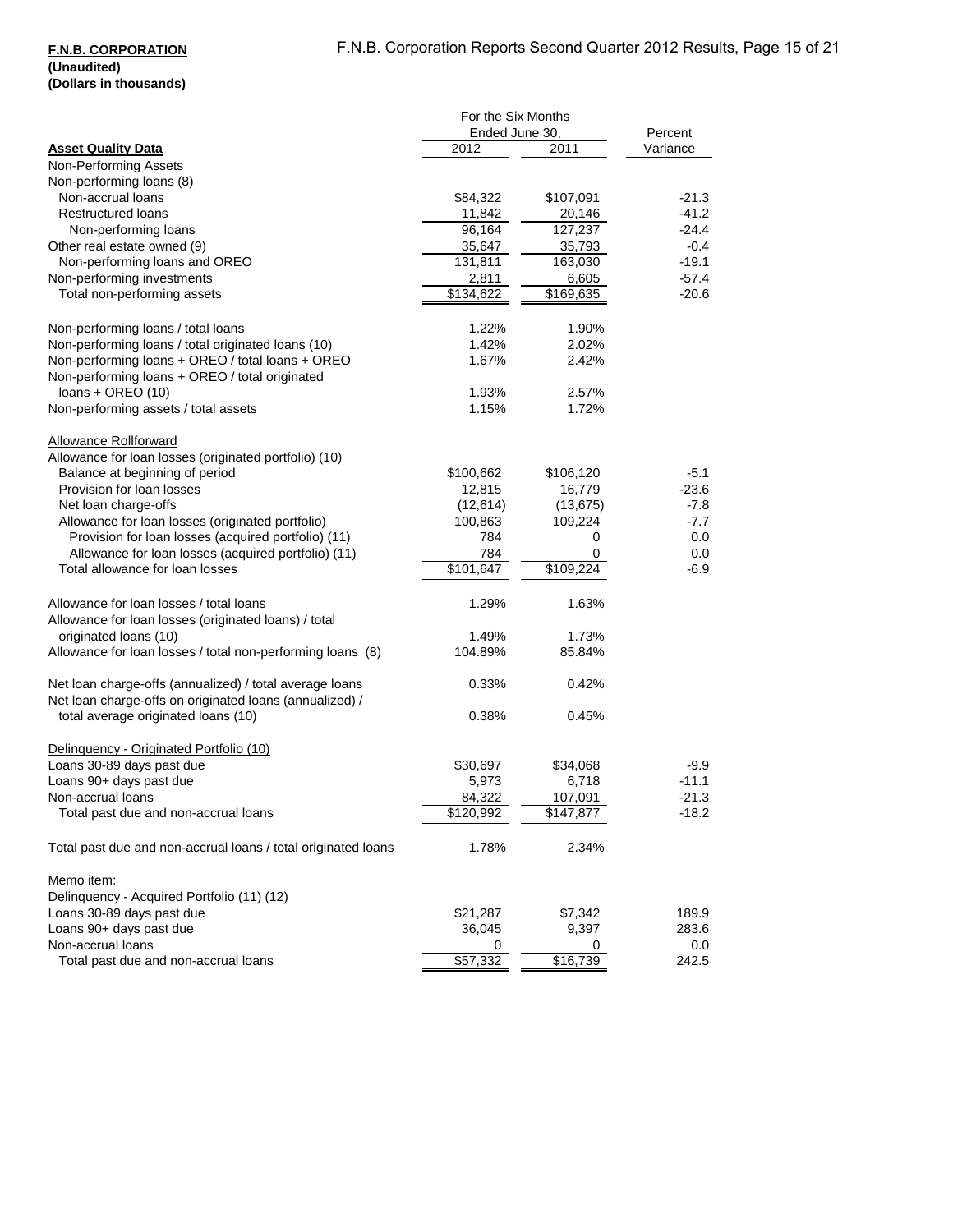**F.N.B. CORPORATION**
**(Unaudited)**
**(Dollars in thousands)**

| **Asset Quality Data** | For the Six Months Ended June 30, 2012 | 2011 | Percent Variance |
|---|---|---|---|
| Non-Performing Assets | | | |
| Non-performing loans (8) | | | |
| Non-accrual loans | $84,322 | $107,091 | -21.3 |
| Restructured loans | 11,842 | 20,146 | -41.2 |
| Non-performing loans | 96,164 | 127,237 | -24.4 |
| Other real estate owned (9) | 35,647 | 35,793 | -0.4 |
| Non-performing loans and OREO | 131,811 | 163,030 | -19.1 |
| Non-performing investments | 2,811 | 6,605 | -57.4 |
| Total non-performing assets | $134,622 | $169,635 | -20.6 |
| | | | |
| Non-performing loans / total loans | 1.22% | 1.90% | |
| Non-performing loans / total originated loans (10) | 1.42% | 2.02% | |
| Non-performing loans + OREO / total loans + OREO | 1.67% | 2.42% | |
| Non-performing loans + OREO / total originated loans + OREO (10) | 1.93% | 2.57% | |
| Non-performing assets / total assets | 1.15% | 1.72% | |
| | | | |
| Allowance Rollforward | | | |
| Allowance for loan losses (originated portfolio) (10) | | | |
| Balance at beginning of period | $100,662 | $106,120 | -5.1 |
| Provision for loan losses | 12,815 | 16,779 | -23.6 |
| Net loan charge-offs | (12,614) | (13,675) | -7.8 |
| Allowance for loan losses (originated portfolio) | 100,863 | 109,224 | -7.7 |
| Provision for loan losses (acquired portfolio) (11) | 784 | 0 | 0.0 |
| Allowance for loan losses (acquired portfolio) (11) | 784 | 0 | 0.0 |
| Total allowance for loan losses | $101,647 | $109,224 | -6.9 |
| | | | |
| Allowance for loan losses / total loans | 1.29% | 1.63% | |
| Allowance for loan losses (originated loans) / total originated loans (10) | 1.49% | 1.73% | |
| Allowance for loan losses / total non-performing loans (8) | 104.89% | 85.84% | |
| | | | |
| Net loan charge-offs (annualized) / total average loans | 0.33% | 0.42% | |
| Net loan charge-offs on originated loans (annualized) / total average originated loans (10) | 0.38% | 0.45% | |
| | | | |
| Delinquency - Originated Portfolio (10) | | | |
| Loans 30-89 days past due | $30,697 | $34,068 | -9.9 |
| Loans 90+ days past due | 5,973 | 6,718 | -11.1 |
| Non-accrual loans | 84,322 | 107,091 | -21.3 |
| Total past due and non-accrual loans | $120,992 | $147,877 | -18.2 |
| | | | |
| Total past due and non-accrual loans / total originated loans | 1.78% | 2.34% | |
| | | | |
| Memo item: | | | |
| Delinquency - Acquired Portfolio (11) (12) | | | |
| Loans 30-89 days past due | $21,287 | $7,342 | 189.9 |
| Loans 90+ days past due | 36,045 | 9,397 | 283.6 |
| Non-accrual loans | 0 | 0 | 0.0 |
| Total past due and non-accrual loans | $57,332 | $16,739 | 242.5 |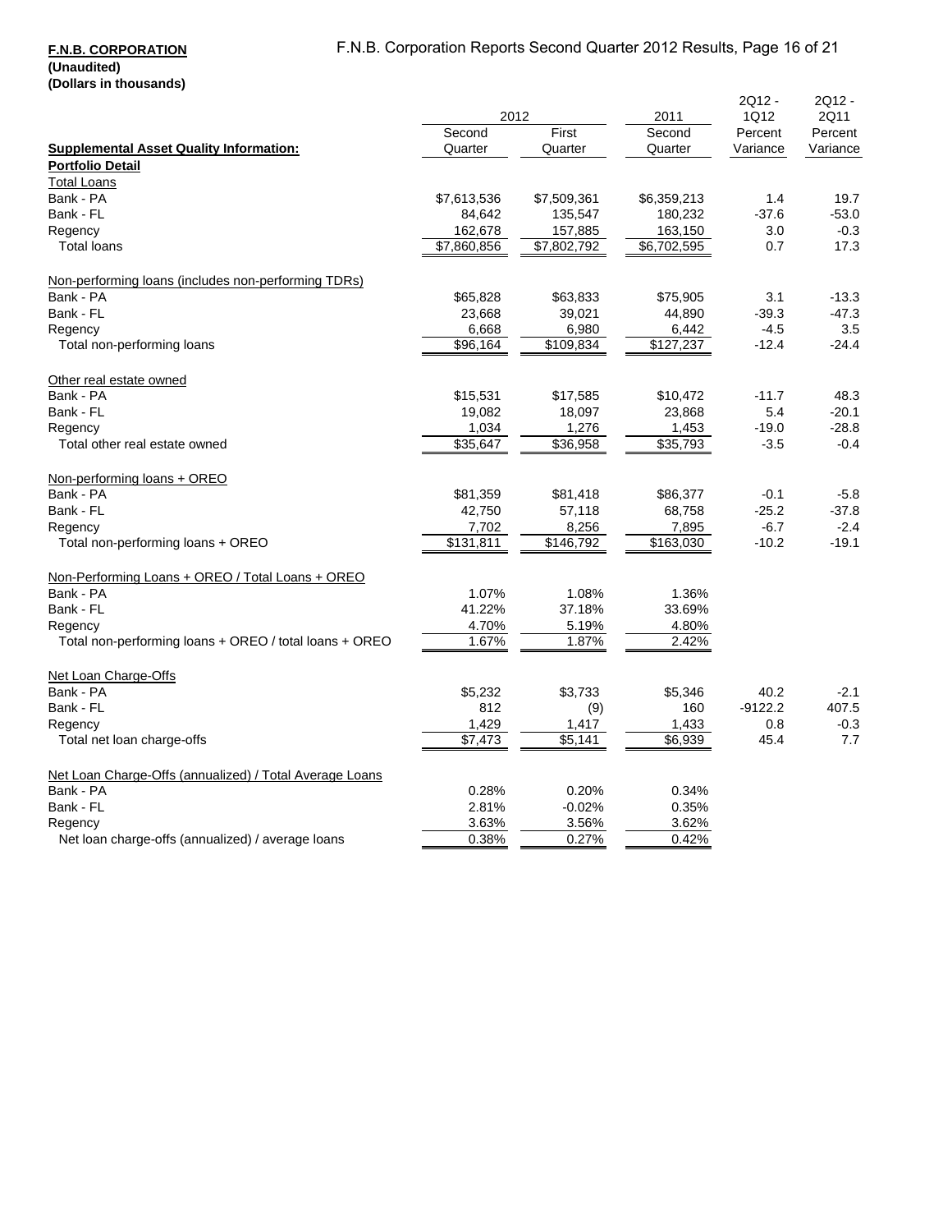**F.N.B. CORPORATION**
**(Unaudited)**
**(Dollars in thousands)**

| **Supplemental Asset Quality Information:** | 2012 Second Quarter | 2012 First Quarter | 2011 Second Quarter | 2Q12 - 1Q12 Percent Variance | 2Q12 - 2Q11 Percent Variance |
|---|---|---|---|---|---|
| **Portfolio Detail** | | | | | |
| Total Loans | | | | | |
| Bank - PA | $7,613,536 | $7,509,361 | $6,359,213 | 1.4 | 19.7 |
| Bank - FL | 84,642 | 135,547 | 180,232 | -37.6 | -53.0 |
| Regency | 162,678 | 157,885 | 163,150 | 3.0 | -0.3 |
| Total loans | $7,860,856 | $7,802,792 | $6,702,595 | 0.7 | 17.3 |
| Non-performing loans (includes non-performing TDRs) | | | | | |
| Bank - PA | $65,828 | $63,833 | $75,905 | 3.1 | -13.3 |
| Bank - FL | 23,668 | 39,021 | 44,890 | -39.3 | -47.3 |
| Regency | 6,668 | 6,980 | 6,442 | -4.5 | 3.5 |
| Total non-performing loans | $96,164 | $109,834 | $127,237 | -12.4 | -24.4 |
| Other real estate owned | | | | | |
| Bank - PA | $15,531 | $17,585 | $10,472 | -11.7 | 48.3 |
| Bank - FL | 19,082 | 18,097 | 23,868 | 5.4 | -20.1 |
| Regency | 1,034 | 1,276 | 1,453 | -19.0 | -28.8 |
| Total other real estate owned | $35,647 | $36,958 | $35,793 | -3.5 | -0.4 |
| Non-performing loans + OREO | | | | | |
| Bank - PA | $81,359 | $81,418 | $86,377 | -0.1 | -5.8 |
| Bank - FL | 42,750 | 57,118 | 68,758 | -25.2 | -37.8 |
| Regency | 7,702 | 8,256 | 7,895 | -6.7 | -2.4 |
| Total non-performing loans + OREO | $131,811 | $146,792 | $163,030 | -10.2 | -19.1 |
| Non-Performing Loans + OREO / Total Loans + OREO | | | | | |
| Bank - PA | 1.07% | 1.08% | 1.36% | | |
| Bank - FL | 41.22% | 37.18% | 33.69% | | |
| Regency | 4.70% | 5.19% | 4.80% | | |
| Total non-performing loans + OREO / total loans + OREO | 1.67% | 1.87% | 2.42% | | |
| Net Loan Charge-Offs | | | | | |
| Bank - PA | $5,232 | $3,733 | $5,346 | 40.2 | -2.1 |
| Bank - FL | 812 | (9) | 160 | -9122.2 | 407.5 |
| Regency | 1,429 | 1,417 | 1,433 | 0.8 | -0.3 |
| Total net loan charge-offs | $7,473 | $5,141 | $6,939 | 45.4 | 7.7 |
| Net Loan Charge-Offs (annualized) / Total Average Loans | | | | | |
| Bank - PA | 0.28% | 0.20% | 0.34% | | |
| Bank - FL | 2.81% | -0.02% | 0.35% | | |
| Regency | 3.63% | 3.56% | 3.62% | | |
| Net loan charge-offs (annualized) / average loans | 0.38% | 0.27% | 0.42% | | |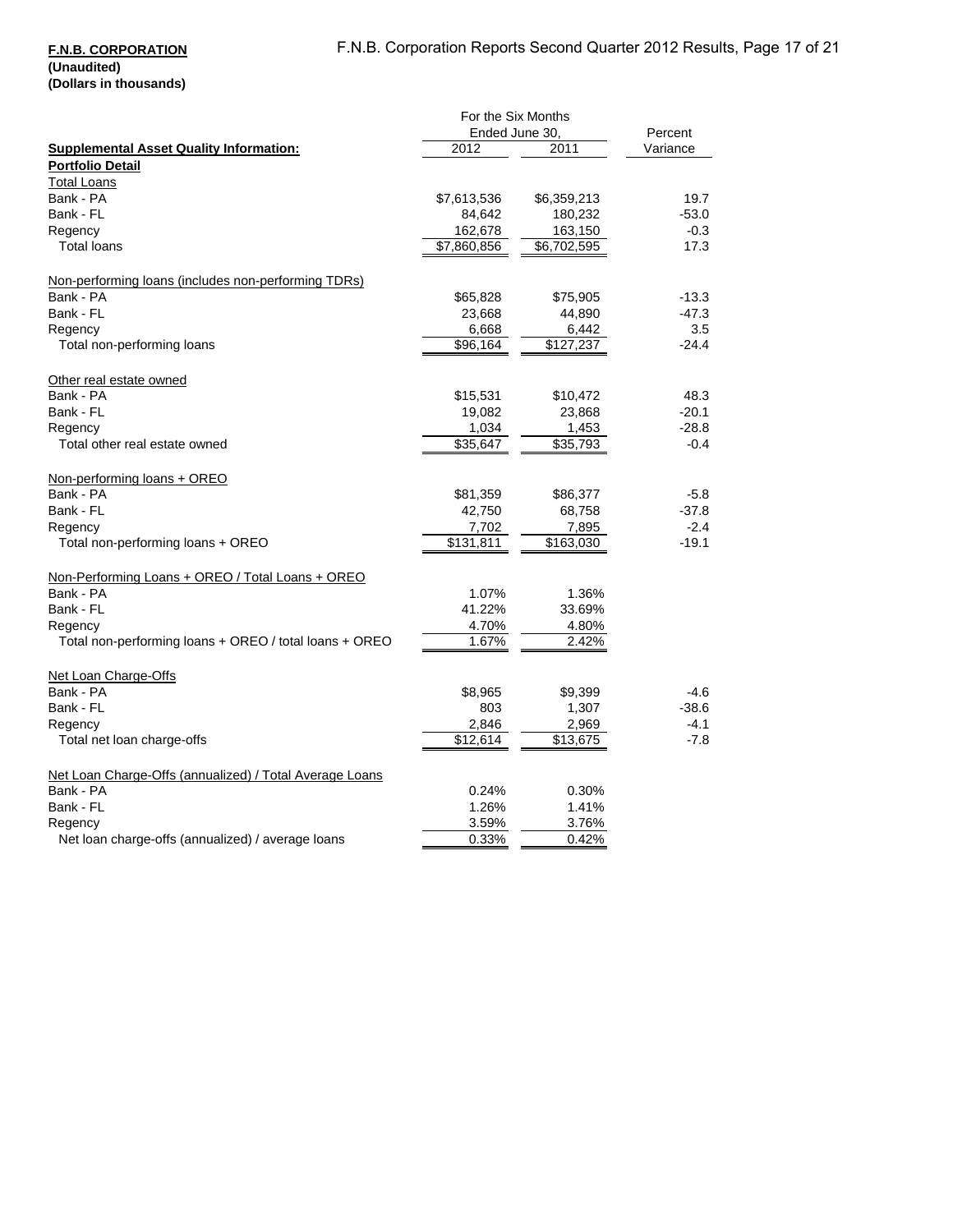**F.N.B. CORPORATION**
**(Unaudited)**
**(Dollars in thousands)**

| **Supplemental Asset Quality Information:** | For the Six Months Ended June 30, 2012 | 2011 | Percent Variance |
|---|---|---|---|
| **Portfolio Detail** | | | |
| Total Loans | | | |
| Bank - PA | $7,613,536 | $6,359,213 | 19.7 |
| Bank - FL | 84,642 | 180,232 | -53.0 |
| Regency | 162,678 | 163,150 | -0.3 |
| Total loans | $7,860,856 | $6,702,595 | 17.3 |
| | | | |
| Non-performing loans (includes non-performing TDRs) | | | |
| Bank - PA | $65,828 | $75,905 | -13.3 |
| Bank - FL | 23,668 | 44,890 | -47.3 |
| Regency | 6,668 | 6,442 | 3.5 |
| Total non-performing loans | $96,164 | $127,237 | -24.4 |
| | | | |
| Other real estate owned | | | |
| Bank - PA | $15,531 | $10,472 | 48.3 |
| Bank - FL | 19,082 | 23,868 | -20.1 |
| Regency | 1,034 | 1,453 | -28.8 |
| Total other real estate owned | $35,647 | $35,793 | -0.4 |
| | | | |
| Non-performing loans + OREO | | | |
| Bank - PA | $81,359 | $86,377 | -5.8 |
| Bank - FL | 42,750 | 68,758 | -37.8 |
| Regency | 7,702 | 7,895 | -2.4 |
| Total non-performing loans + OREO | $131,811 | $163,030 | -19.1 |
| | | | |
| Non-Performing Loans + OREO / Total Loans + OREO | | | |
| Bank - PA | 1.07% | 1.36% | |
| Bank - FL | 41.22% | 33.69% | |
| Regency | 4.70% | 4.80% | |
| Total non-performing loans + OREO / total loans + OREO | 1.67% | 2.42% | |
| | | | |
| Net Loan Charge-Offs | | | |
| Bank - PA | $8,965 | $9,399 | -4.6 |
| Bank - FL | 803 | 1,307 | -38.6 |
| Regency | 2,846 | 2,969 | -4.1 |
| Total net loan charge-offs | $12,614 | $13,675 | -7.8 |
| | | | |
| Net Loan Charge-Offs (annualized) / Total Average Loans | | | |
| Bank - PA | 0.24% | 0.30% | |
| Bank - FL | 1.26% | 1.41% | |
| Regency | 3.59% | 3.76% | |
| Net loan charge-offs (annualized) / average loans | 0.33% | 0.42% | |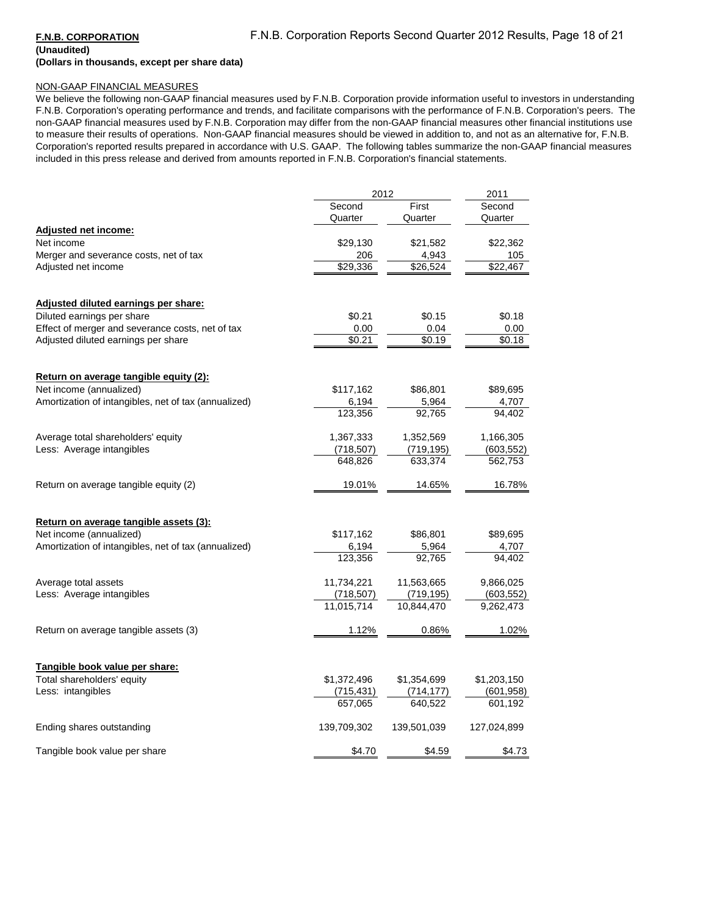**F.N.B. CORPORATION**
**(Unaudited)**
**(Dollars in thousands, except per share data)**

NON-GAAP FINANCIAL MEASURES

We believe the following non-GAAP financial measures used by F.N.B. Corporation provide information useful to investors in understanding F.N.B. Corporation's operating performance and trends, and facilitate comparisons with the performance of F.N.B. Corporation's peers. The non-GAAP financial measures used by F.N.B. Corporation may differ from the non-GAAP financial measures other financial institutions use to measure their results of operations. Non-GAAP financial measures should be viewed in addition to, and not as an alternative for, F.N.B. Corporation's reported results prepared in accordance with U.S. GAAP. The following tables summarize the non-GAAP financial measures included in this press release and derived from amounts reported in F.N.B. Corporation's financial statements.

| | 2012 | | 2011 |
|---|---|---|---|
| | Second Quarter | First Quarter | Second Quarter |
| **Adjusted net income:** | | | |
| Net income | $29,130 | $21,582 | $22,362 |
| Merger and severance costs, net of tax | 206 | 4,943 | 105 |
| Adjusted net income | $29,336 | $26,524 | $22,467 |
| | | | |
| **Adjusted diluted earnings per share:** | | | |
| Diluted earnings per share | $0.21 | $0.15 | $0.18 |
| Effect of merger and severance costs, net of tax | 0.00 | 0.04 | 0.00 |
| Adjusted diluted earnings per share | $0.21 | $0.19 | $0.18 |
| | | | |
| **Return on average tangible equity (2):** | | | |
| Net income (annualized) | $117,162 | $86,801 | $89,695 |
| Amortization of intangibles, net of tax (annualized) | 6,194 | 5,964 | 4,707 |
| | 123,356 | 92,765 | 94,402 |
| | | | |
| Average total shareholders' equity | 1,367,333 | 1,352,569 | 1,166,305 |
| Less: Average intangibles | (718,507) | (719,195) | (603,552) |
| | 648,826 | 633,374 | 562,753 |
| | | | |
| Return on average tangible equity (2) | 19.01% | 14.65% | 16.78% |
| | | | |
| **Return on average tangible assets (3):** | | | |
| Net income (annualized) | $117,162 | $86,801 | $89,695 |
| Amortization of intangibles, net of tax (annualized) | 6,194 | 5,964 | 4,707 |
| | 123,356 | 92,765 | 94,402 |
| | | | |
| Average total assets | 11,734,221 | 11,563,665 | 9,866,025 |
| Less: Average intangibles | (718,507) | (719,195) | (603,552) |
| | 11,015,714 | 10,844,470 | 9,262,473 |
| | | | |
| Return on average tangible assets (3) | 1.12% | 0.86% | 1.02% |
| | | | |
| **Tangible book value per share:** | | | |
| Total shareholders' equity | $1,372,496 | $1,354,699 | $1,203,150 |
| Less: intangibles | (715,431) | (714,177) | (601,958) |
| | 657,065 | 640,522 | 601,192 |
| | | | |
| Ending shares outstanding | 139,709,302 | 139,501,039 | 127,024,899 |
| | | | |
| Tangible book value per share | $4.70 | $4.59 | $4.73 |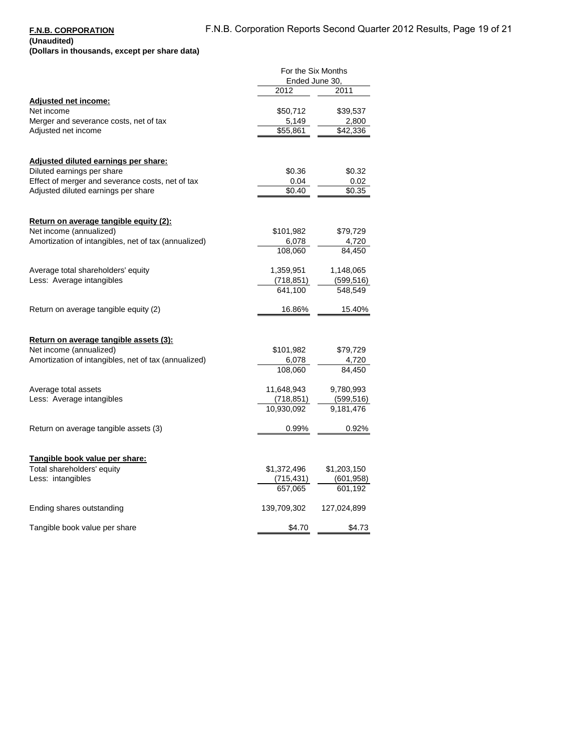**F.N.B. CORPORATION**
**(Unaudited)**
**(Dollars in thousands, except per share data)**

| | For the Six Months Ended June 30, | |
|---|---|---|
| | 2012 | 2011 |
| **Adjusted net income:** | | |
| Net income | $50,712 | $39,537 |
| Merger and severance costs, net of tax | 5,149 | 2,800 |
| Adjusted net income | $55,861 | $42,336 |
| | | |
| **Adjusted diluted earnings per share:** | | |
| Diluted earnings per share | $0.36 | $0.32 |
| Effect of merger and severance costs, net of tax | 0.04 | 0.02 |
| Adjusted diluted earnings per share | $0.40 | $0.35 |
| | | |
| **Return on average tangible equity (2):** | | |
| Net income (annualized) | $101,982 | $79,729 |
| Amortization of intangibles, net of tax (annualized) | 6,078 | 4,720 |
| | 108,060 | 84,450 |
| | | |
| Average total shareholders' equity | 1,359,951 | 1,148,065 |
| Less: Average intangibles | (718,851) | (599,516) |
| | 641,100 | 548,549 |
| | | |
| Return on average tangible equity (2) | 16.86% | 15.40% |
| | | |
| **Return on average tangible assets (3):** | | |
| Net income (annualized) | $101,982 | $79,729 |
| Amortization of intangibles, net of tax (annualized) | 6,078 | 4,720 |
| | 108,060 | 84,450 |
| | | |
| Average total assets | 11,648,943 | 9,780,993 |
| Less: Average intangibles | (718,851) | (599,516) |
| | 10,930,092 | 9,181,476 |
| | | |
| Return on average tangible assets (3) | 0.99% | 0.92% |
| | | |
| **Tangible book value per share:** | | |
| Total shareholders' equity | $1,372,496 | $1,203,150 |
| Less: intangibles | (715,431) | (601,958) |
| | 657,065 | 601,192 |
| | | |
| Ending shares outstanding | 139,709,302 | 127,024,899 |
| | | |
| Tangible book value per share | $4.70 | $4.73 |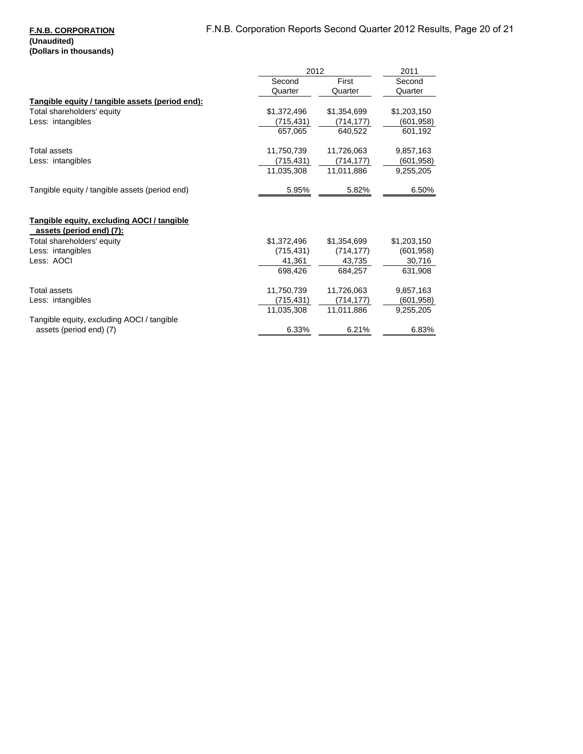**F.N.B. CORPORATION**
**(Unaudited)**
**(Dollars in thousands)**

| | 2012 | | 2011 |
|---|---|---|---|
| | Second Quarter | First Quarter | Second Quarter |
| **Tangible equity / tangible assets (period end):** | | | |
| Total shareholders' equity | $1,372,496 | $1,354,699 | $1,203,150 |
| Less: intangibles | (715,431) | (714,177) | (601,958) |
| | 657,065 | 640,522 | 601,192 |
| Total assets | 11,750,739 | 11,726,063 | 9,857,163 |
| Less: intangibles | (715,431) | (714,177) | (601,958) |
| | 11,035,308 | 11,011,886 | 9,255,205 |
| Tangible equity / tangible assets (period end) | 5.95% | 5.82% | 6.50% |
| **Tangible equity, excluding AOCI / tangible assets (period end) (7):** | | | |
| Total shareholders' equity | $1,372,496 | $1,354,699 | $1,203,150 |
| Less: intangibles | (715,431) | (714,177) | (601,958) |
| Less: AOCI | 41,361 | 43,735 | 30,716 |
| | 698,426 | 684,257 | 631,908 |
| Total assets | 11,750,739 | 11,726,063 | 9,857,163 |
| Less: intangibles | (715,431) | (714,177) | (601,958) |
| | 11,035,308 | 11,011,886 | 9,255,205 |
| Tangible equity, excluding AOCI / tangible assets (period end) (7) | 6.33% | 6.21% | 6.83% |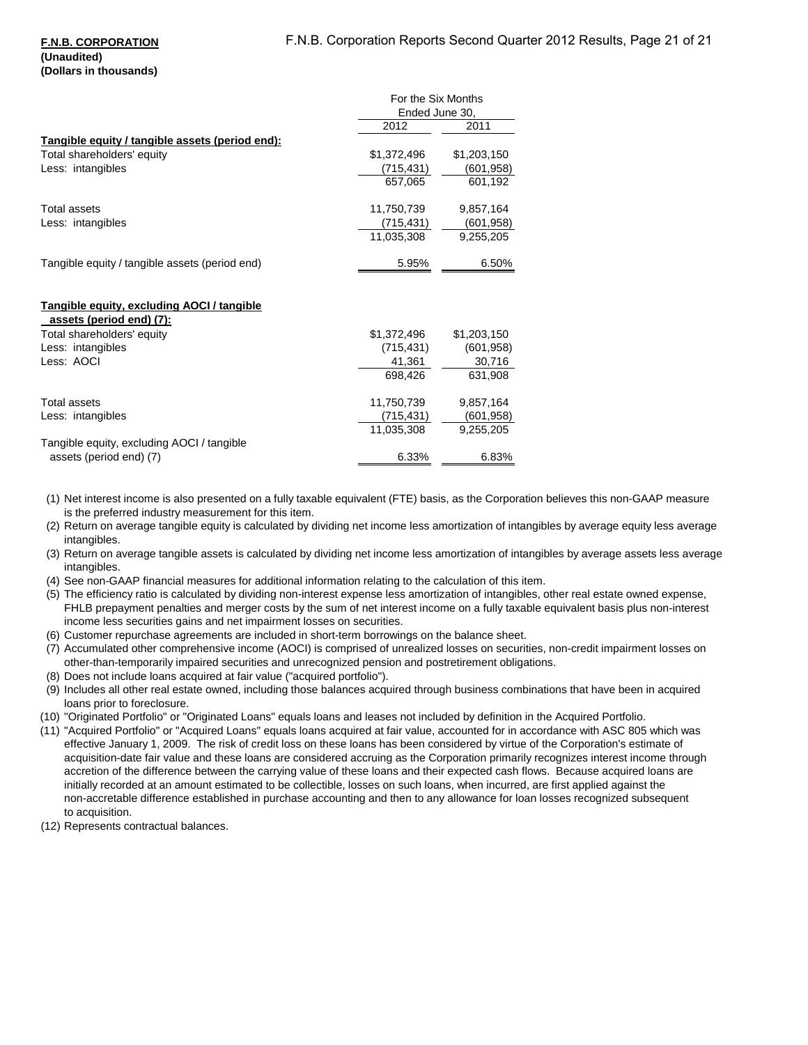**F.N.B. CORPORATION**
**(Unaudited)**
**(Dollars in thousands)**

| | For the Six Months Ended June 30, | |
|---|---|---|
| | 2012 | 2011 |
| **Tangible equity / tangible assets (period end):** | | |
| Total shareholders' equity | $1,372,496 | $1,203,150 |
| Less: intangibles | (715,431) | (601,958) |
| | 657,065 | 601,192 |
| Total assets | 11,750,739 | 9,857,164 |
| Less: intangibles | (715,431) | (601,958) |
| | 11,035,308 | 9,255,205 |
| Tangible equity / tangible assets (period end) | 5.95% | 6.50% |
| **Tangible equity, excluding AOCI / tangible assets (period end) (7):** | | |
| Total shareholders' equity | $1,372,496 | $1,203,150 |
| Less: intangibles | (715,431) | (601,958) |
| Less: AOCI | 41,361 | 30,716 |
| | 698,426 | 631,908 |
| Total assets | 11,750,739 | 9,857,164 |
| Less: intangibles | (715,431) | (601,958) |
| | 11,035,308 | 9,255,205 |
| Tangible equity, excluding AOCI / tangible assets (period end) (7) | 6.33% | 6.83% |

(1) Net interest income is also presented on a fully taxable equivalent (FTE) basis, as the Corporation believes this non-GAAP measure is the preferred industry measurement for this item.
(2) Return on average tangible equity is calculated by dividing net income less amortization of intangibles by average equity less average intangibles.
(3) Return on average tangible assets is calculated by dividing net income less amortization of intangibles by average assets less average intangibles.
(4) See non-GAAP financial measures for additional information relating to the calculation of this item.
(5) The efficiency ratio is calculated by dividing non-interest expense less amortization of intangibles, other real estate owned expense, FHLB prepayment penalties and merger costs by the sum of net interest income on a fully taxable equivalent basis plus non-interest income less securities gains and net impairment losses on securities.
(6) Customer repurchase agreements are included in short-term borrowings on the balance sheet.
(7) Accumulated other comprehensive income (AOCI) is comprised of unrealized losses on securities, non-credit impairment losses on other-than-temporarily impaired securities and unrecognized pension and postretirement obligations.
(8) Does not include loans acquired at fair value ("acquired portfolio").
(9) Includes all other real estate owned, including those balances acquired through business combinations that have been in acquired loans prior to foreclosure.
(10) "Originated Portfolio" or "Originated Loans" equals loans and leases not included by definition in the Acquired Portfolio.
(11) "Acquired Portfolio" or "Acquired Loans" equals loans acquired at fair value, accounted for in accordance with ASC 805 which was effective January 1, 2009. The risk of credit loss on these loans has been considered by virtue of the Corporation's estimate of acquisition-date fair value and these loans are considered accruing as the Corporation primarily recognizes interest income through accretion of the difference between the carrying value of these loans and their expected cash flows. Because acquired loans are initially recorded at an amount estimated to be collectible, losses on such loans, when incurred, are first applied against the non-accretable difference established in purchase accounting and then to any allowance for loan losses recognized subsequent to acquisition.
(12) Represents contractual balances.